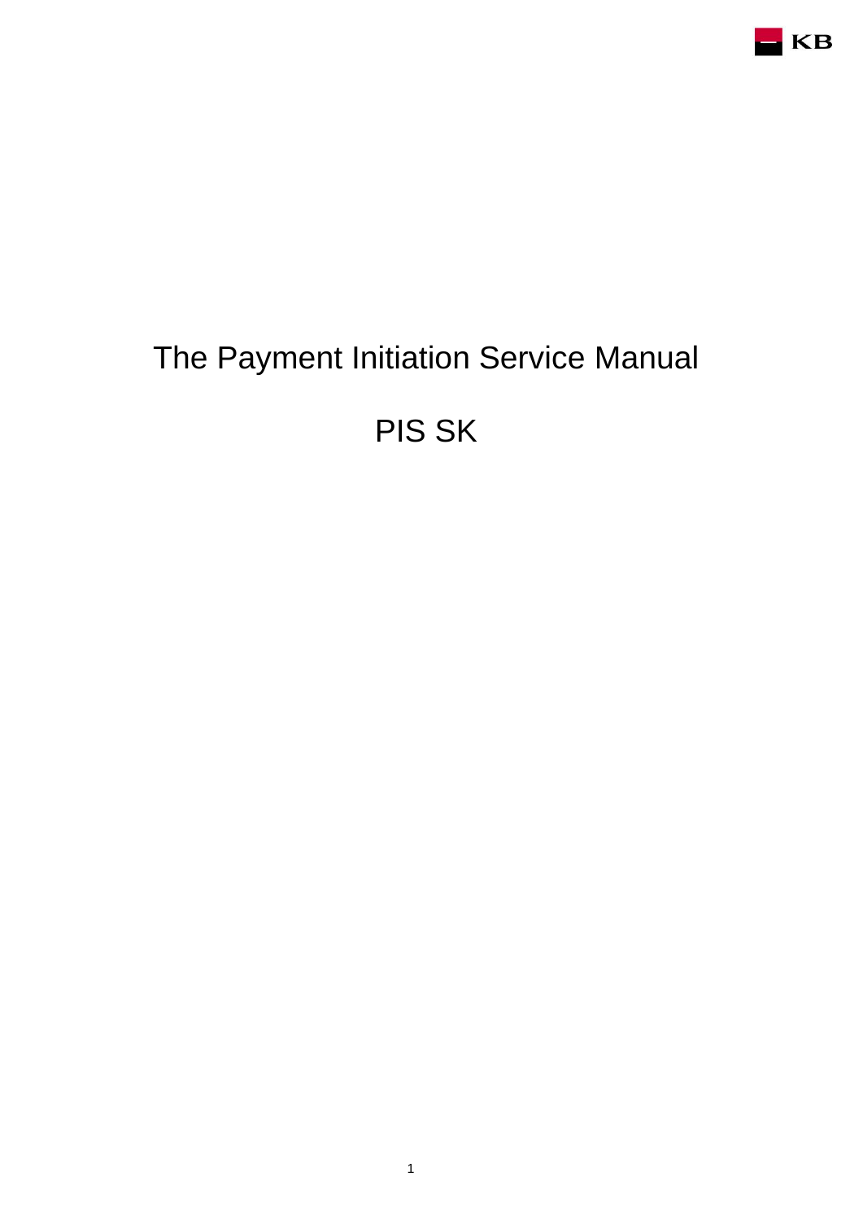# The Payment Initiation Service Manual

# PIS SK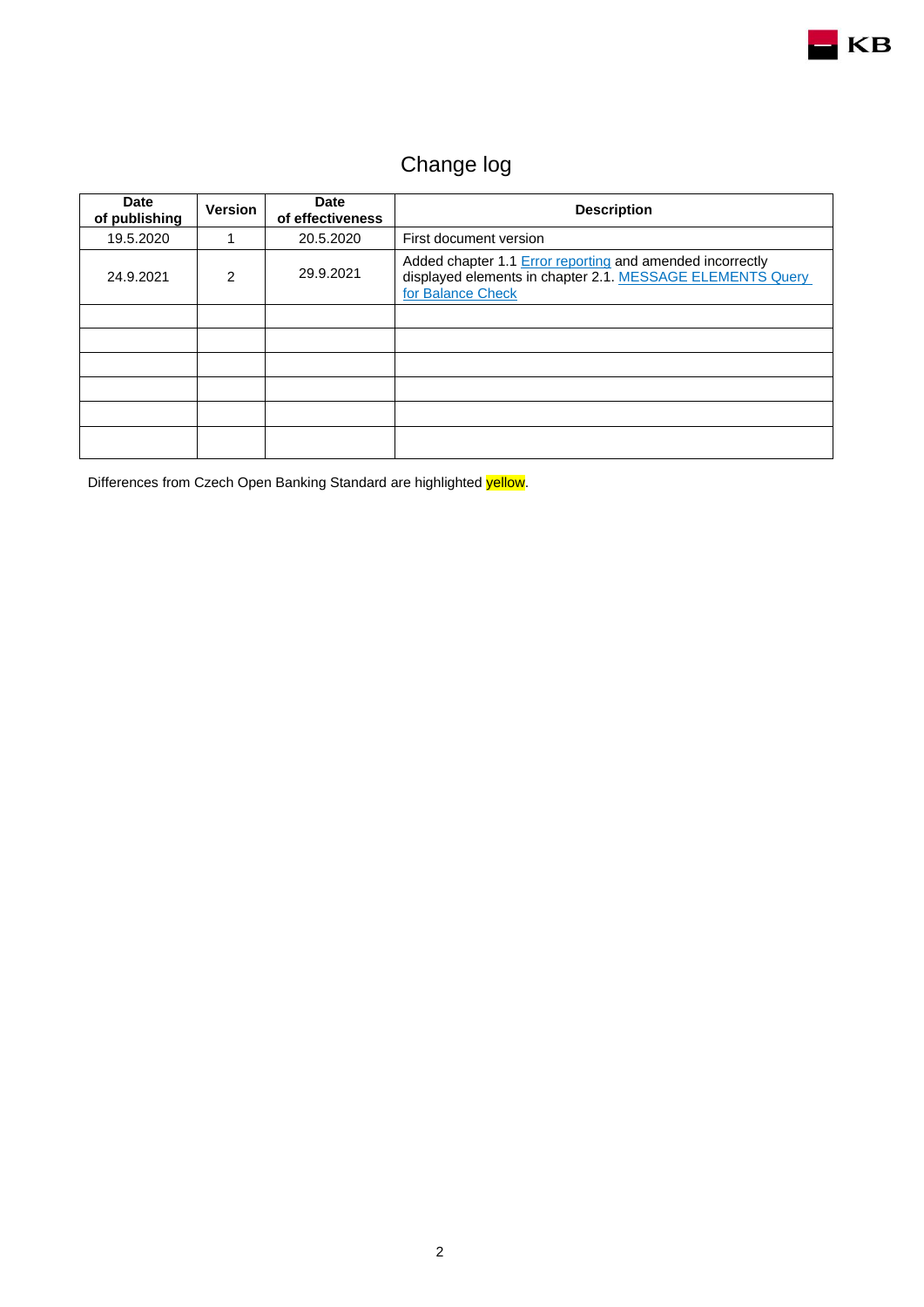# Change log

| Date of publishing | Version | Date of effectiveness | Description |
|---|---|---|---|
| 19.5.2020 | 1 | 20.5.2020 | First document version |
| 24.9.2021 | 2 | 29.9.2021 | Added chapter 1.1 Error reporting and amended incorrectly displayed elements in chapter 2.1. MESSAGE ELEMENTS Query for Balance Check |
| | | | |
| | | | |
| | | | |
| | | | |
| | | | |
| | | | |

Differences from Czech Open Banking Standard are highlighted yellow.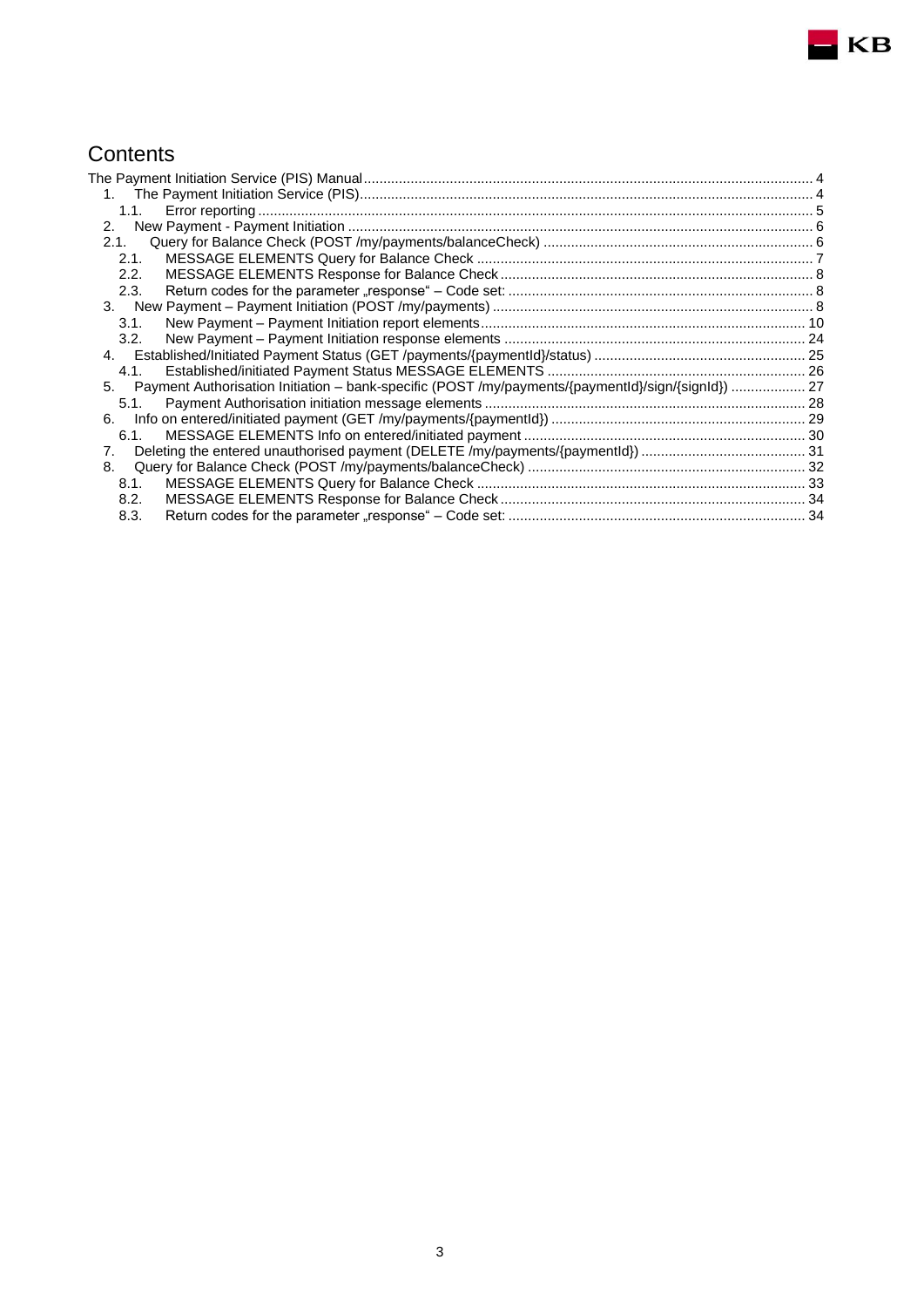# Contents

The Payment Initiation Service (PIS) Manual ........ 4

1. The Payment Initiation Service (PIS) ........ 4
   - 1.1. Error reporting ........ 5
2. New Payment - Payment Initiation ........ 6
   - 2.1. Query for Balance Check (POST /my/payments/balanceCheck) ........ 6
   - 2.1. MESSAGE ELEMENTS Query for Balance Check ........ 7
   - 2.2. MESSAGE ELEMENTS Response for Balance Check ........ 8
   - 2.3. Return codes for the parameter „response" – Code set: ........ 8
3. New Payment – Payment Initiation (POST /my/payments) ........ 8
   - 3.1. New Payment – Payment Initiation report elements ........ 10
   - 3.2. New Payment – Payment Initiation response elements ........ 24
4. Established/Initiated Payment Status (GET /payments/{paymentId}/status) ........ 25
   - 4.1. Established/initiated Payment Status MESSAGE ELEMENTS ........ 26
5. Payment Authorisation Initiation – bank-specific (POST /my/payments/{paymentId}/sign/{signId}) ........ 27
   - 5.1. Payment Authorisation initiation message elements ........ 28
6. Info on entered/initiated payment (GET /my/payments/{paymentId}) ........ 29
   - 6.1. MESSAGE ELEMENTS Info on entered/initiated payment ........ 30
7. Deleting the entered unauthorised payment (DELETE /my/payments/{paymentId}) ........ 31
8. Query for Balance Check (POST /my/payments/balanceCheck) ........ 32
   - 8.1. MESSAGE ELEMENTS Query for Balance Check ........ 33
   - 8.2. MESSAGE ELEMENTS Response for Balance Check ........ 34
   - 8.3. Return codes for the parameter „response" – Code set: ........ 34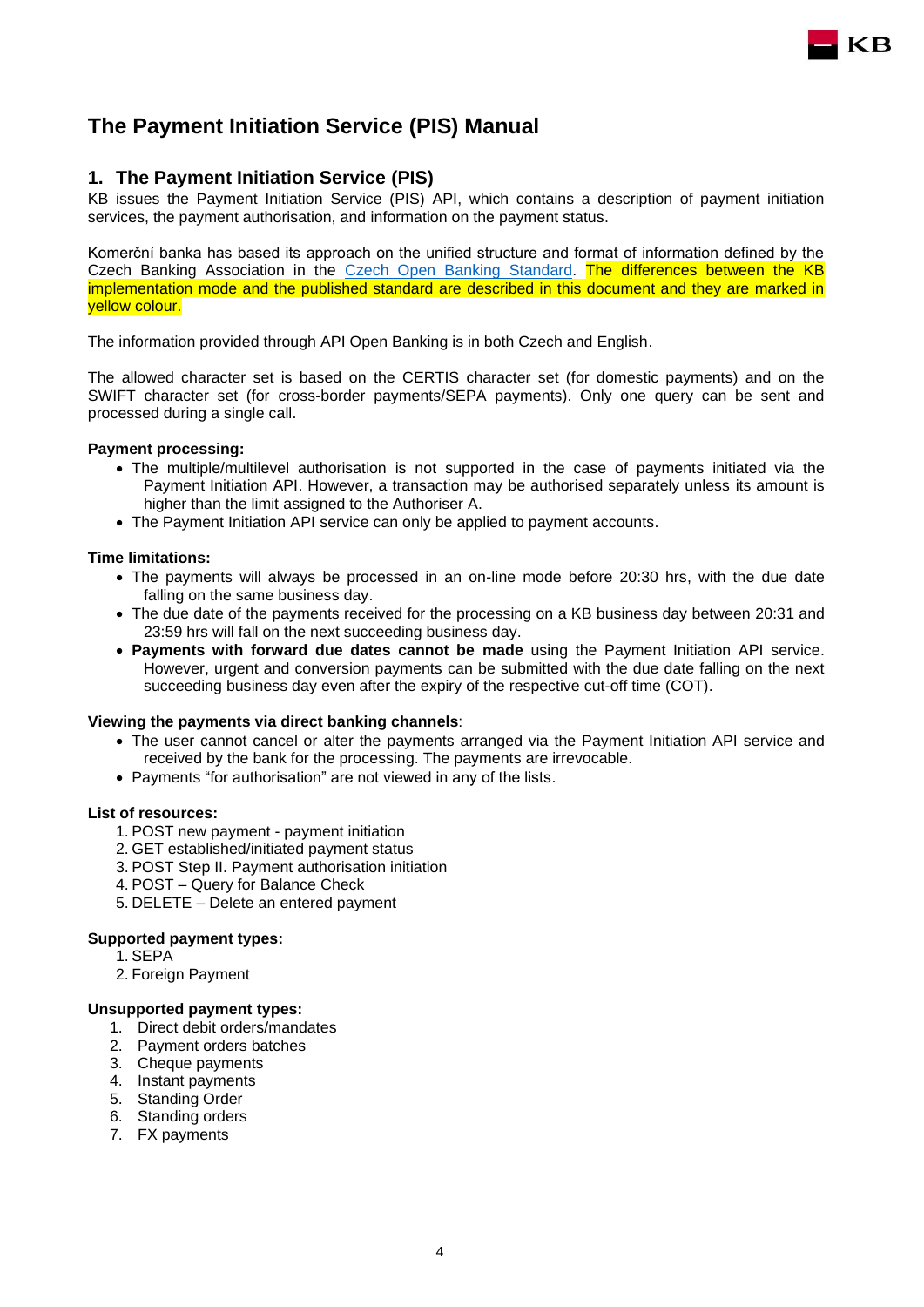# The Payment Initiation Service (PIS) Manual

## 1. The Payment Initiation Service (PIS)

KB issues the Payment Initiation Service (PIS) API, which contains a description of payment initiation services, the payment authorisation, and information on the payment status.

Komerční banka has based its approach on the unified structure and format of information defined by the Czech Banking Association in the Czech Open Banking Standard. The differences between the KB implementation mode and the published standard are described in this document and they are marked in yellow colour.

The information provided through API Open Banking is in both Czech and English.

The allowed character set is based on the CERTIS character set (for domestic payments) and on the SWIFT character set (for cross-border payments/SEPA payments). Only one query can be sent and processed during a single call.

**Payment processing:**

- The multiple/multilevel authorisation is not supported in the case of payments initiated via the Payment Initiation API. However, a transaction may be authorised separately unless its amount is higher than the limit assigned to the Authoriser A.
- The Payment Initiation API service can only be applied to payment accounts.

**Time limitations:**

- The payments will always be processed in an on-line mode before 20:30 hrs, with the due date falling on the same business day.
- The due date of the payments received for the processing on a KB business day between 20:31 and 23:59 hrs will fall on the next succeeding business day.
- **Payments with forward due dates cannot be made** using the Payment Initiation API service. However, urgent and conversion payments can be submitted with the due date falling on the next succeeding business day even after the expiry of the respective cut-off time (COT).

**Viewing the payments via direct banking channels**:

- The user cannot cancel or alter the payments arranged via the Payment Initiation API service and received by the bank for the processing. The payments are irrevocable.
- Payments "for authorisation" are not viewed in any of the lists.

**List of resources:**

1. POST new payment - payment initiation
2. GET established/initiated payment status
3. POST Step II. Payment authorisation initiation
4. POST – Query for Balance Check
5. DELETE – Delete an entered payment

**Supported payment types:**

1. SEPA
2. Foreign Payment

**Unsupported payment types:**

1. Direct debit orders/mandates
2. Payment orders batches
3. Cheque payments
4. Instant payments
5. Standing Order
6. Standing orders
7. FX payments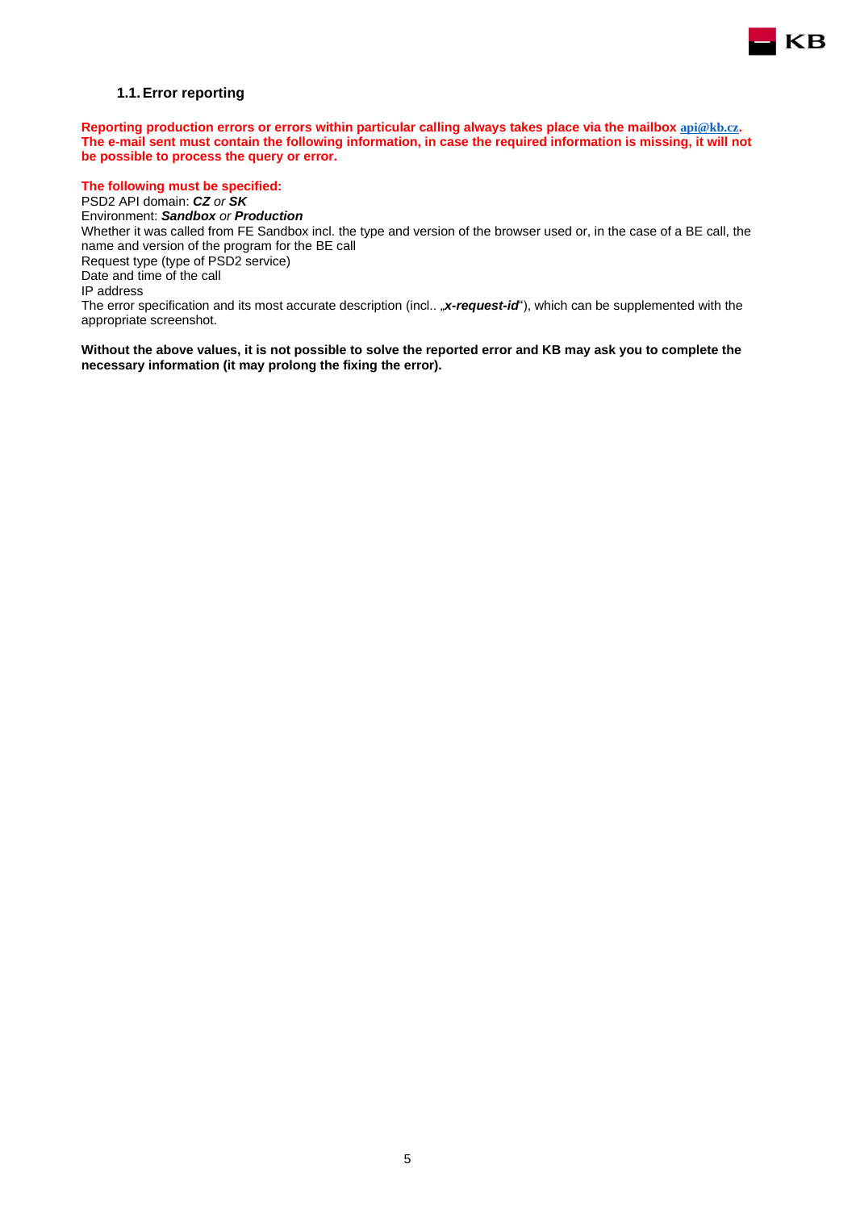## 1.1. Error reporting

**Reporting production errors or errors within particular calling always takes place via the mailbox api@kb.cz. The e-mail sent must contain the following information, in case the required information is missing, it will not be possible to process the query or error.**

**The following must be specified:**

PSD2 API domain: ***CZ*** *or* ***SK***
Environment: ***Sandbox*** *or* ***Production***
Whether it was called from FE Sandbox incl. the type and version of the browser used or, in the case of a BE call, the name and version of the program for the BE call
Request type (type of PSD2 service)
Date and time of the call
IP address
The error specification and its most accurate description (incl.. „***x-request-id***"), which can be supplemented with the appropriate screenshot.

**Without the above values, it is not possible to solve the reported error and KB may ask you to complete the necessary information (it may prolong the fixing the error).**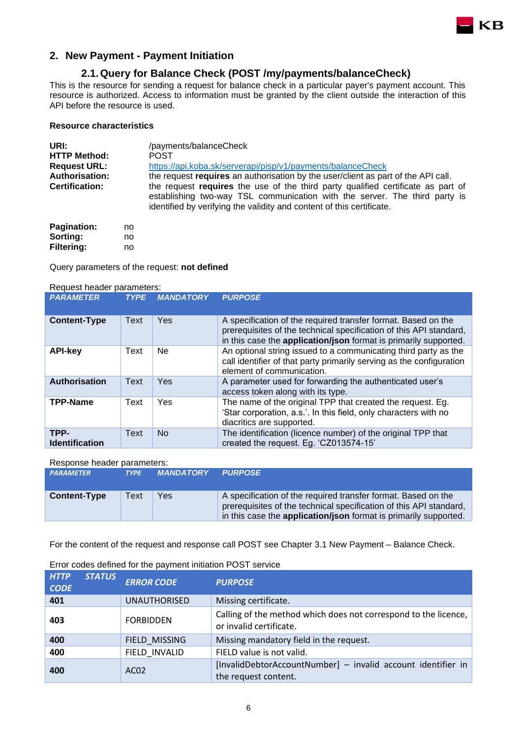## 2. New Payment - Payment Initiation

### 2.1. Query for Balance Check (POST /my/payments/balanceCheck)

This is the resource for sending a request for balance check in a particular payer's payment account. This resource is authorized. Access to information must be granted by the client outside the interaction of this API before the resource is used.

**Resource characteristics**

**URI:** /payments/balanceCheck
**HTTP Method:** POST
**Request URL:** https://api.koba.sk/serverapi/pisp/v1/payments/balanceCheck
**Authorisation:** the request **requires** an authorisation by the user/client as part of the API call.
**Certification:** the request **requires** the use of the third party qualified certificate as part of establishing two-way TSL communication with the server. The third party is identified by verifying the validity and content of this certificate.

**Pagination:** no
**Sorting:** no
**Filtering:** no

Query parameters of the request: **not defined**

Request header parameters:

| *PARAMETER* | *TYPE* | *MANDATORY* | *PURPOSE* |
|---|---|---|---|
| **Content-Type** | Text | Yes | A specification of the required transfer format. Based on the prerequisites of the technical specification of this API standard, in this case the **application/json** format is primarily supported. |
| **API-key** | Text | Ne | An optional string issued to a communicating third party as the call identifier of that party primarily serving as the configuration element of communication. |
| **Authorisation** | Text | Yes | A parameter used for forwarding the authenticated user's access token along with its type. |
| **TPP-Name** | Text | Yes | The name of the original TPP that created the request. Eg. 'Star corporation, a.s.'. In this field, only characters with no diacritics are supported. |
| **TPP-Identification** | Text | No | The identification (licence number) of the original TPP that created the request. Eg. 'CZ013574-15' |

Response header parameters:

| *PARAMETER* | *TYPE* | *MANDATORY* | *PURPOSE* |
|---|---|---|---|
| **Content-Type** | Text | Yes | A specification of the required transfer format. Based on the prerequisites of the technical specification of this API standard, in this case the **application/json** format is primarily supported. |

For the content of the request and response call POST see Chapter 3.1 New Payment – Balance Check.

Error codes defined for the payment initiation POST service

| *HTTP STATUS CODE* | *ERROR CODE* | *PURPOSE* |
|---|---|---|
| **401** | UNAUTHORISED | Missing certificate. |
| **403** | FORBIDDEN | Calling of the method which does not correspond to the licence, or invalid certificate. |
| **400** | FIELD_MISSING | Missing mandatory field in the request. |
| **400** | FIELD_INVALID | FIELD value is not valid. |
| **400** | AC02 | [InvalidDebtorAccountNumber] – invalid account identifier in the request content. |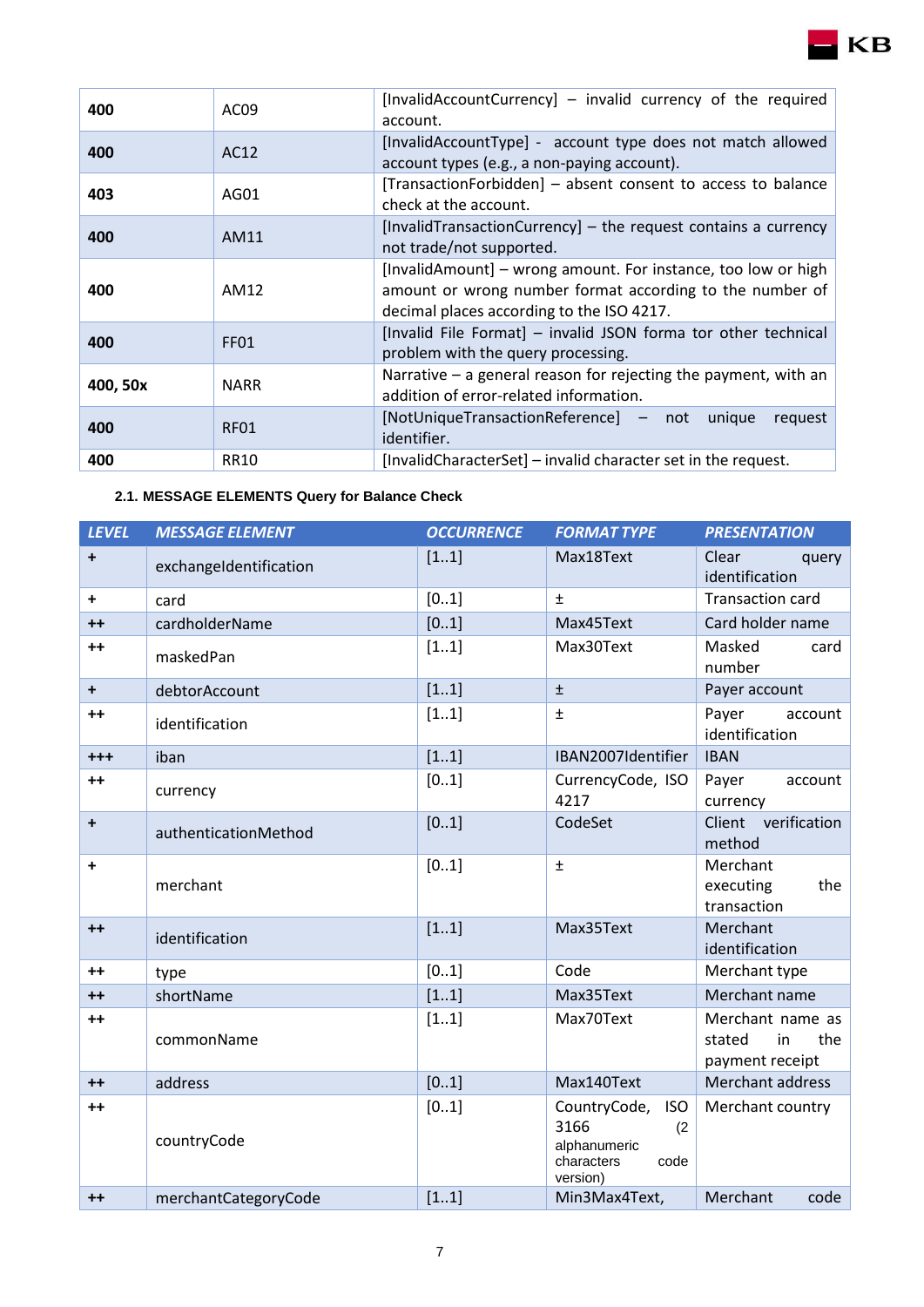| | | |
|---|---|---|
| **400** | AC09 | [InvalidAccountCurrency] – invalid currency of the required account. |
| **400** | AC12 | [InvalidAccountType] - account type does not match allowed account types (e.g., a non-paying account). |
| **403** | AG01 | [TransactionForbidden] – absent consent to access to balance check at the account. |
| **400** | AM11 | [InvalidTransactionCurrency] – the request contains a currency not trade/not supported. |
| **400** | AM12 | [InvalidAmount] – wrong amount. For instance, too low or high amount or wrong number format according to the number of decimal places according to the ISO 4217. |
| **400** | FF01 | [Invalid File Format] – invalid JSON forma tor other technical problem with the query processing. |
| **400, 50x** | NARR | Narrative – a general reason for rejecting the payment, with an addition of error-related information. |
| **400** | RF01 | [NotUniqueTransactionReference] – not unique request identifier. |
| **400** | RR10 | [InvalidCharacterSet] – invalid character set in the request. |

### 2.1. MESSAGE ELEMENTS Query for Balance Check

| *LEVEL* | *MESSAGE ELEMENT* | *OCCURRENCE* | *FORMAT TYPE* | *PRESENTATION* |
|---|---|---|---|---|
| **+** | exchangeIdentification | [1..1] | Max18Text | Clear query identification |
| **+** | card | [0..1] | ± | Transaction card |
| **++** | cardholderName | [0..1] | Max45Text | Card holder name |
| **++** | maskedPan | [1..1] | Max30Text | Masked card number |
| **+** | debtorAccount | [1..1] | ± | Payer account |
| **++** | identification | [1..1] | ± | Payer account identification |
| **+++** | iban | [1..1] | IBAN2007Identifier | IBAN |
| **++** | currency | [0..1] | CurrencyCode, ISO 4217 | Payer account currency |
| **+** | authenticationMethod | [0..1] | CodeSet | Client verification method |
| **+** | merchant | [0..1] | ± | Merchant executing the transaction |
| **++** | identification | [1..1] | Max35Text | Merchant identification |
| **++** | type | [0..1] | Code | Merchant type |
| **++** | shortName | [1..1] | Max35Text | Merchant name |
| **++** | commonName | [1..1] | Max70Text | Merchant name as stated in the payment receipt |
| **++** | address | [0..1] | Max140Text | Merchant address |
| **++** | countryCode | [0..1] | CountryCode, ISO 3166 (2 alphanumeric characters code version) | Merchant country |
| **++** | merchantCategoryCode | [1..1] | Min3Max4Text, | Merchant code |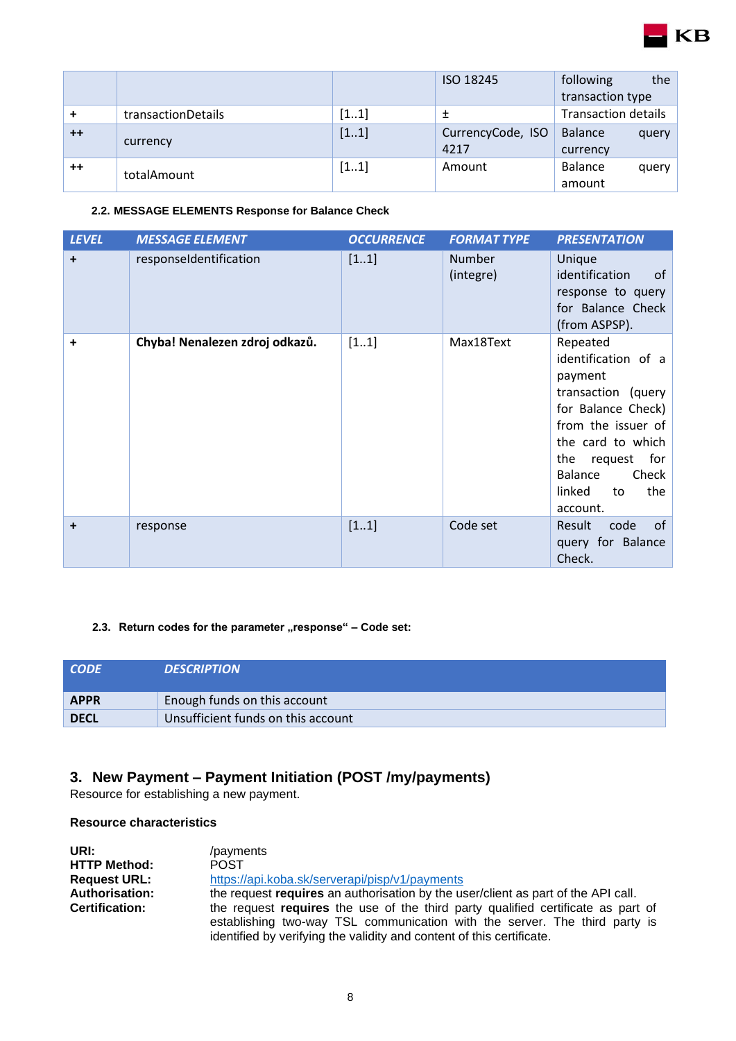|  |  |  | ISO 18245 | following the transaction type |
|---|---|---|---|---|
| + | transactionDetails | [1..1] | ± | Transaction details |
| ++ | currency | [1..1] | CurrencyCode, ISO 4217 | Balance query currency |
| ++ | totalAmount | [1..1] | Amount | Balance query amount |

#### 2.2. MESSAGE ELEMENTS Response for Balance Check

| LEVEL | MESSAGE ELEMENT | OCCURRENCE | FORMAT TYPE | PRESENTATION |
|---|---|---|---|---|
| + | responseIdentification | [1..1] | Number (integre) | Unique identification of response to query for Balance Check (from ASPSP). |
| + | **Chyba! Nenalezen zdroj odkazů.** | [1..1] | Max18Text | Repeated identification of a payment transaction (query for Balance Check) from the issuer of the card to which the request for Balance Check linked to the account. |
| + | response | [1..1] | Code set | Result code of query for Balance Check. |

#### 2.3. Return codes for the parameter „response“ – Code set:

| CODE | DESCRIPTION |
|---|---|
| **APPR** | Enough funds on this account |
| **DECL** | Unsufficient funds on this account |

## 3. New Payment – Payment Initiation (POST /my/payments)

Resource for establishing a new payment.

**Resource characteristics**

**URI:** /payments
**HTTP Method:** POST
**Request URL:** https://api.koba.sk/serverapi/pisp/v1/payments
**Authorisation:** the request **requires** an authorisation by the user/client as part of the API call.
**Certification:** the request **requires** the use of the third party qualified certificate as part of establishing two-way TSL communication with the server. The third party is identified by verifying the validity and content of this certificate.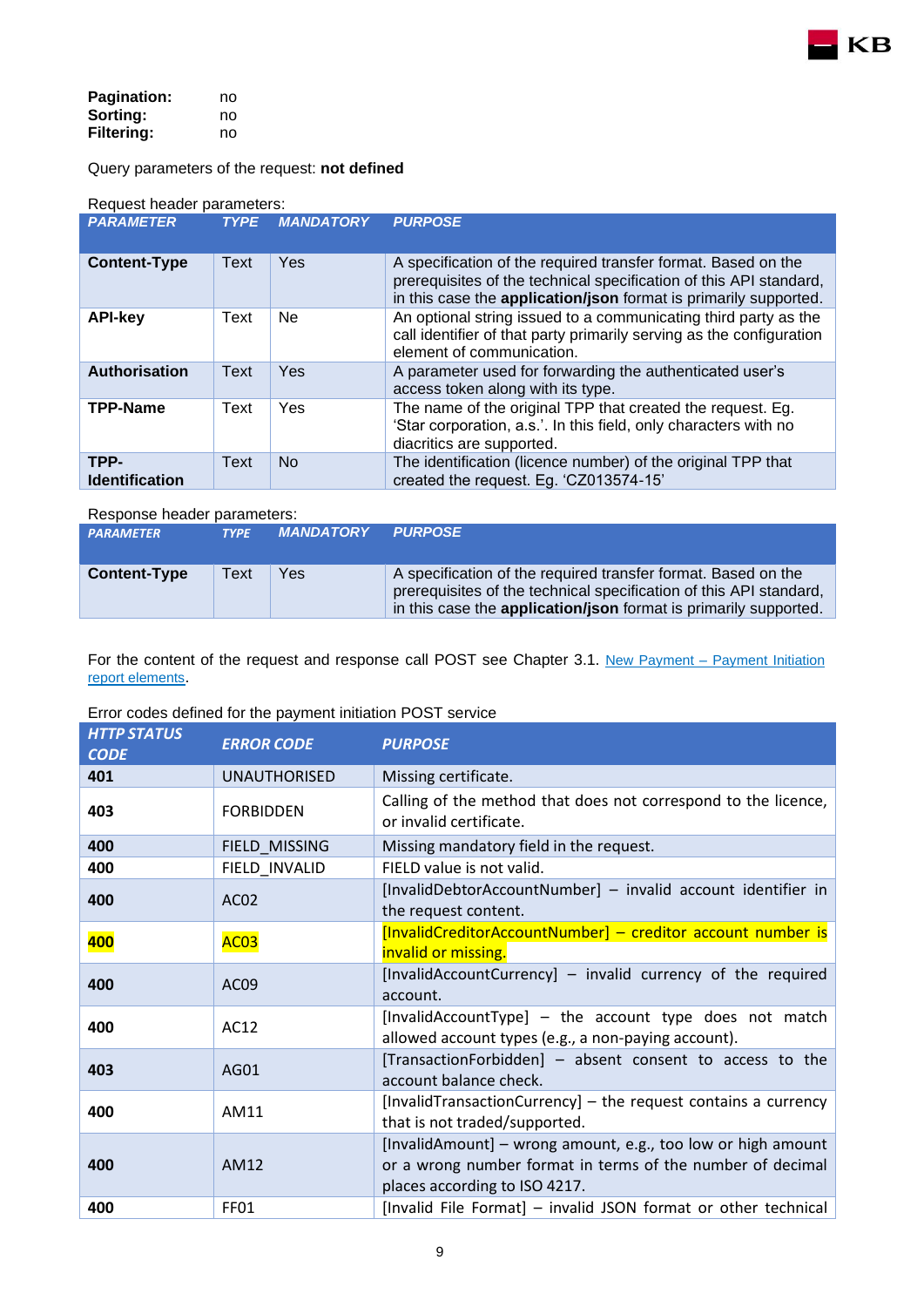**Pagination:** no
**Sorting:** no
**Filtering:** no

Query parameters of the request: **not defined**

Request header parameters:

| *PARAMETER* | *TYPE* | *MANDATORY* | *PURPOSE* |
|---|---|---|---|
| **Content-Type** | Text | Yes | A specification of the required transfer format. Based on the prerequisites of the technical specification of this API standard, in this case the **application/json** format is primarily supported. |
| **API-key** | Text | Ne | An optional string issued to a communicating third party as the call identifier of that party primarily serving as the configuration element of communication. |
| **Authorisation** | Text | Yes | A parameter used for forwarding the authenticated user's access token along with its type. |
| **TPP-Name** | Text | Yes | The name of the original TPP that created the request. Eg. 'Star corporation, a.s.'. In this field, only characters with no diacritics are supported. |
| **TPP-Identification** | Text | No | The identification (licence number) of the original TPP that created the request. Eg. 'CZ013574-15' |

Response header parameters:

| *PARAMETER* | *TYPE* | *MANDATORY* | *PURPOSE* |
|---|---|---|---|
| **Content-Type** | Text | Yes | A specification of the required transfer format. Based on the prerequisites of the technical specification of this API standard, in this case the **application/json** format is primarily supported. |

For the content of the request and response call POST see Chapter 3.1. New Payment – Payment Initiation report elements.

Error codes defined for the payment initiation POST service

| *HTTP STATUS CODE* | *ERROR CODE* | *PURPOSE* |
|---|---|---|
| **401** | UNAUTHORISED | Missing certificate. |
| **403** | FORBIDDEN | Calling of the method that does not correspond to the licence, or invalid certificate. |
| **400** | FIELD_MISSING | Missing mandatory field in the request. |
| **400** | FIELD_INVALID | FIELD value is not valid. |
| **400** | AC02 | [InvalidDebtorAccountNumber] – invalid account identifier in the request content. |
| **400** | AC03 | [InvalidCreditorAccountNumber] – creditor account number is invalid or missing. |
| **400** | AC09 | [InvalidAccountCurrency] – invalid currency of the required account. |
| **400** | AC12 | [InvalidAccountType] – the account type does not match allowed account types (e.g., a non-paying account). |
| **403** | AG01 | [TransactionForbidden] – absent consent to access to the account balance check. |
| **400** | AM11 | [InvalidTransactionCurrency] – the request contains a currency that is not traded/supported. |
| **400** | AM12 | [InvalidAmount] – wrong amount, e.g., too low or high amount or a wrong number format in terms of the number of decimal places according to ISO 4217. |
| **400** | FF01 | [Invalid File Format] – invalid JSON format or other technical |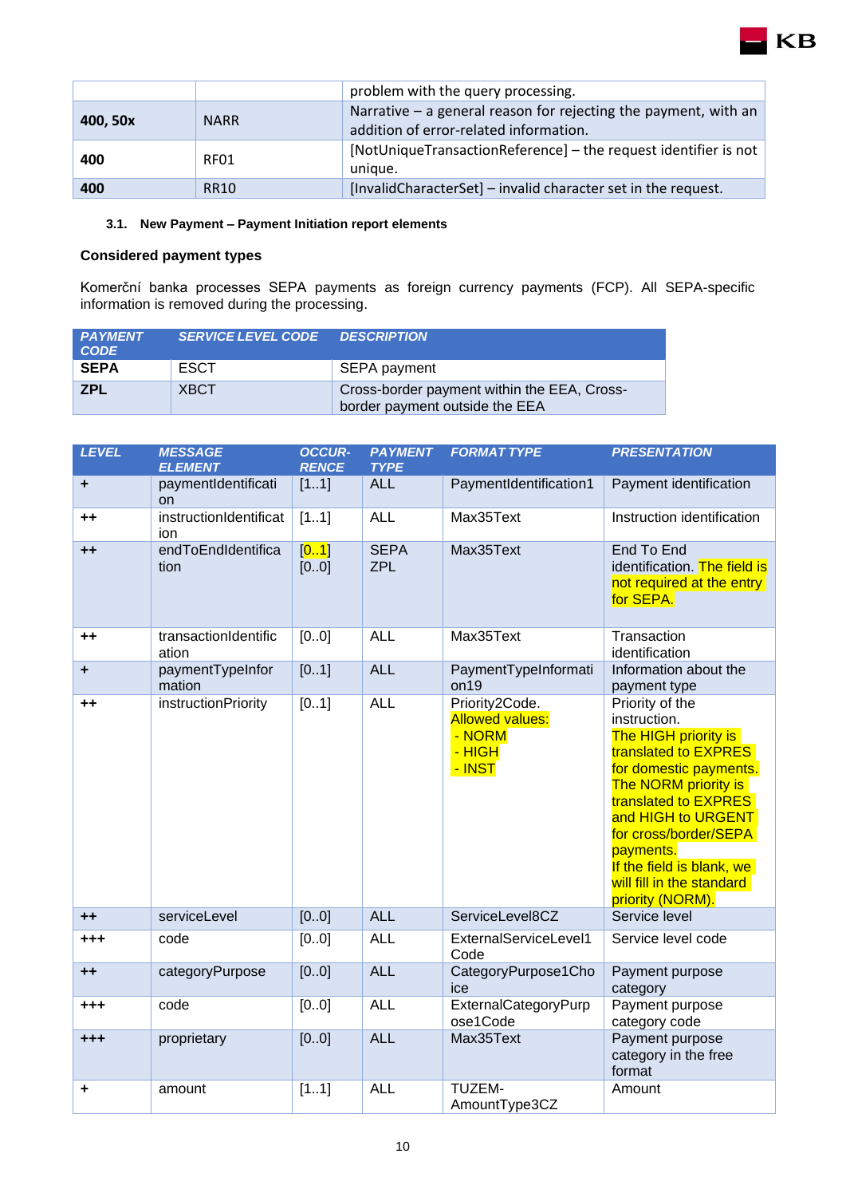| | | |
|---|---|---|
| | | problem with the query processing. |
| **400, 50x** | NARR | Narrative – a general reason for rejecting the payment, with an addition of error-related information. |
| **400** | RF01 | [NotUniqueTransactionReference] – the request identifier is not unique. |
| **400** | RR10 | [InvalidCharacterSet] – invalid character set in the request. |

### 3.1. New Payment – Payment Initiation report elements

**Considered payment types**

Komerční banka processes SEPA payments as foreign currency payments (FCP). All SEPA-specific information is removed during the processing.

| *PAYMENT CODE* | *SERVICE LEVEL CODE* | *DESCRIPTION* |
|---|---|---|
| **SEPA** | ESCT | SEPA payment |
| **ZPL** | XBCT | Cross-border payment within the EEA, Cross-border payment outside the EEA |

| *LEVEL* | *MESSAGE ELEMENT* | *OCCUR-RENCE* | *PAYMENT TYPE* | *FORMAT TYPE* | *PRESENTATION* |
|---|---|---|---|---|---|
| + | paymentIdentification | [1..1] | ALL | PaymentIdentification1 | Payment identification |
| ++ | instructionIdentification | [1..1] | ALL | Max35Text | Instruction identification |
| ++ | endToEndIdentification | [0..1]<br>[0..0] | SEPA<br>ZPL | Max35Text | End To End identification. The field is not required at the entry for SEPA. |
| ++ | transactionIdentification | [0..0] | ALL | Max35Text | Transaction identification |
| + | paymentTypeInformation | [0..1] | ALL | PaymentTypeInformation19 | Information about the payment type |
| ++ | instructionPriority | [0..1] | ALL | Priority2Code.<br>Allowed values:<br>- NORM<br>- HIGH<br>- INST | Priority of the instruction.<br>The HIGH priority is translated to EXPRES for domestic payments. The NORM priority is translated to EXPRES and HIGH to URGENT for cross/border/SEPA payments.<br>If the field is blank, we will fill in the standard priority (NORM). |
| ++ | serviceLevel | [0..0] | ALL | ServiceLevel8CZ | Service level |
| +++ | code | [0..0] | ALL | ExternalServiceLevel1Code | Service level code |
| ++ | categoryPurpose | [0..0] | ALL | CategoryPurpose1Choice | Payment purpose category |
| +++ | code | [0..0] | ALL | ExternalCategoryPurpose1Code | Payment purpose category code |
| +++ | proprietary | [0..0] | ALL | Max35Text | Payment purpose category in the free format |
| + | amount | [1..1] | ALL | TUZEM-AmountType3CZ | Amount |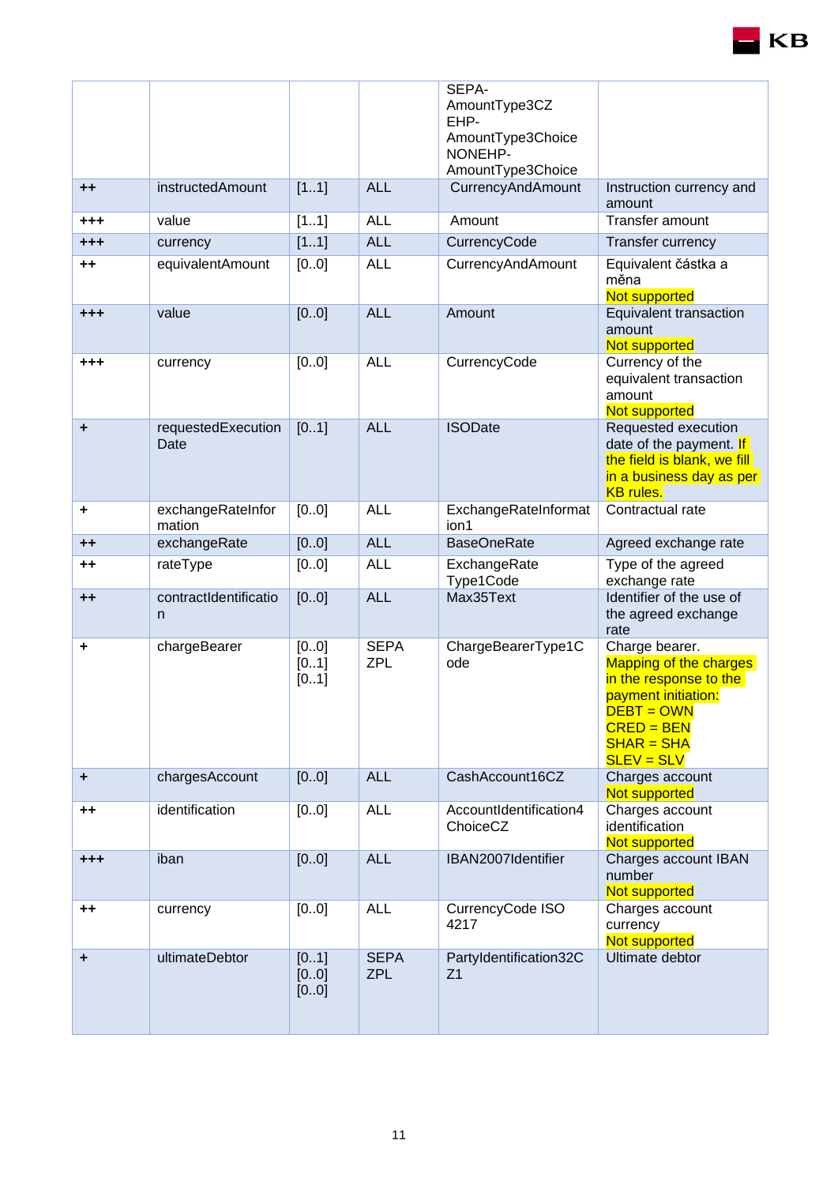| | | | | SEPA-AmountType3CZ EHP-AmountType3Choice NONEHP-AmountType3Choice | |
|---|---|---|---|---|---|
| ++ | instructedAmount | [1..1] | ALL | CurrencyAndAmount | Instruction currency and amount |
| +++ | value | [1..1] | ALL | Amount | Transfer amount |
| +++ | currency | [1..1] | ALL | CurrencyCode | Transfer currency |
| ++ | equivalentAmount | [0..0] | ALL | CurrencyAndAmount | Equivalent částka a měna Not supported |
| +++ | value | [0..0] | ALL | Amount | Equivalent transaction amount Not supported |
| +++ | currency | [0..0] | ALL | CurrencyCode | Currency of the equivalent transaction amount Not supported |
| + | requestedExecutionDate | [0..1] | ALL | ISODate | Requested execution date of the payment. If the field is blank, we fill in a business day as per KB rules. |
| + | exchangeRateInformation | [0..0] | ALL | ExchangeRateInformation1 | Contractual rate |
| ++ | exchangeRate | [0..0] | ALL | BaseOneRate | Agreed exchange rate |
| ++ | rateType | [0..0] | ALL | ExchangeRateType1Code | Type of the agreed exchange rate |
| ++ | contractIdentification | [0..0] | ALL | Max35Text | Identifier of the use of the agreed exchange rate |
| + | chargeBearer | [0..0] [0..1] [0..1] | SEPA ZPL | ChargeBearerType1Code | Charge bearer. Mapping of the charges in the response to the payment initiation: DEBT = OWN CRED = BEN SHAR = SHA SLEV = SLV |
| + | chargesAccount | [0..0] | ALL | CashAccount16CZ | Charges account Not supported |
| ++ | identification | [0..0] | ALL | AccountIdentification4ChoiceCZ | Charges account identification Not supported |
| +++ | iban | [0..0] | ALL | IBAN2007Identifier | Charges account IBAN number Not supported |
| ++ | currency | [0..0] | ALL | CurrencyCode ISO 4217 | Charges account currency Not supported |
| + | ultimateDebtor | [0..1] [0..0] [0..0] | SEPA ZPL | PartyIdentification32CZ1 | Ultimate debtor |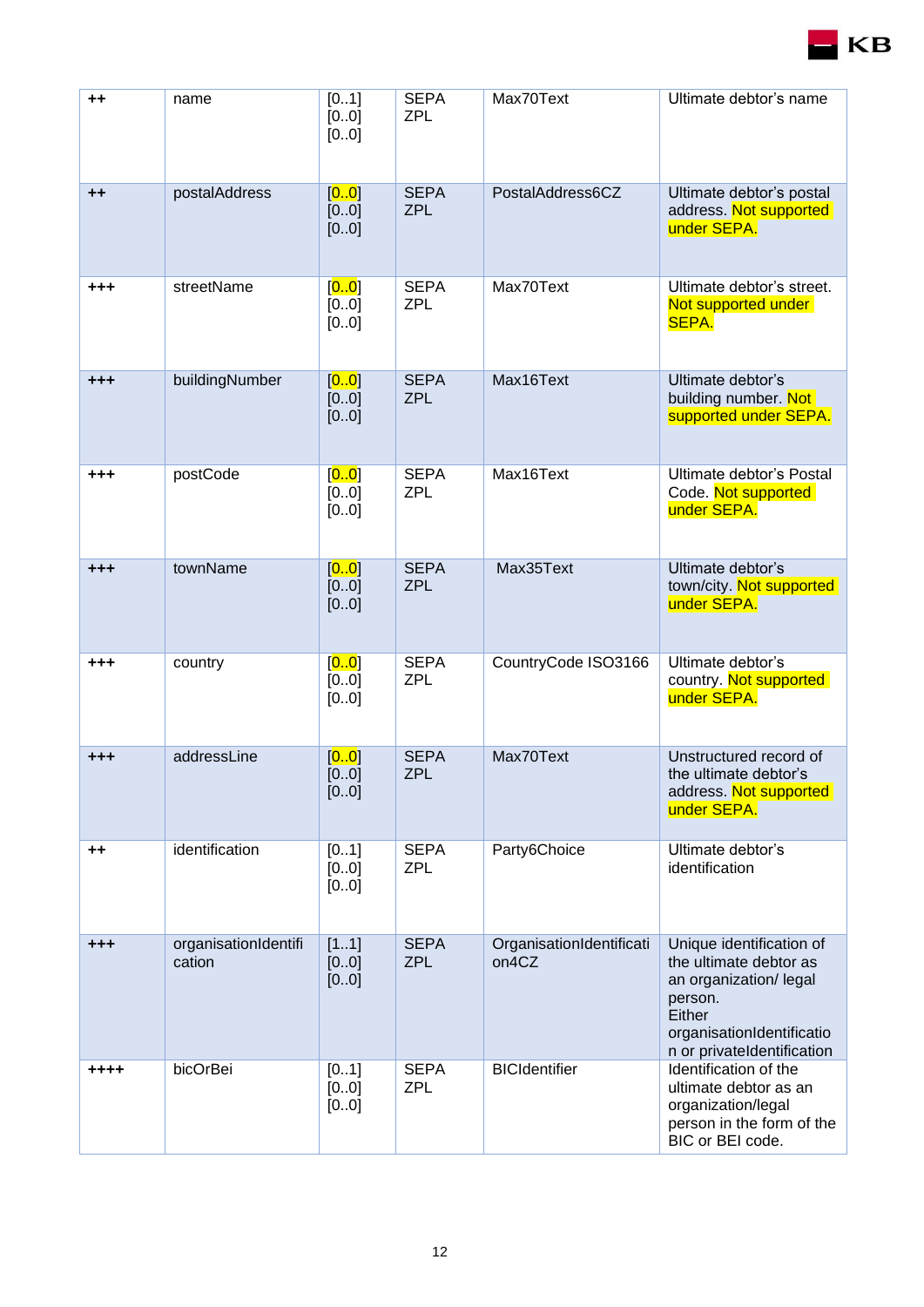| ++ | name | [0..1]<br>[0..0]<br>[0..0] | SEPA<br>ZPL | Max70Text | Ultimate debtor's name |
|---|---|---|---|---|---|
| ++ | postalAddress | [0..0]<br>[0..0]<br>[0..0] | SEPA<br>ZPL | PostalAddress6CZ | Ultimate debtor's postal address. Not supported under SEPA. |
| +++ | streetName | [0..0]<br>[0..0]<br>[0..0] | SEPA<br>ZPL | Max70Text | Ultimate debtor's street. Not supported under SEPA. |
| +++ | buildingNumber | [0..0]<br>[0..0]<br>[0..0] | SEPA<br>ZPL | Max16Text | Ultimate debtor's building number. Not supported under SEPA. |
| +++ | postCode | [0..0]<br>[0..0]<br>[0..0] | SEPA<br>ZPL | Max16Text | Ultimate debtor's Postal Code. Not supported under SEPA. |
| +++ | townName | [0..0]<br>[0..0]<br>[0..0] | SEPA<br>ZPL | Max35Text | Ultimate debtor's town/city. Not supported under SEPA. |
| +++ | country | [0..0]<br>[0..0]<br>[0..0] | SEPA<br>ZPL | CountryCode ISO3166 | Ultimate debtor's country. Not supported under SEPA. |
| +++ | addressLine | [0..0]<br>[0..0]<br>[0..0] | SEPA<br>ZPL | Max70Text | Unstructured record of the ultimate debtor's address. Not supported under SEPA. |
| ++ | identification | [0..1]<br>[0..0]<br>[0..0] | SEPA<br>ZPL | Party6Choice | Ultimate debtor's identification |
| +++ | organisationIdentification | [1..1]<br>[0..0]<br>[0..0] | SEPA<br>ZPL | OrganisationIdentification4CZ | Unique identification of the ultimate debtor as an organization/ legal person.<br>Either organisationIdentification or privateIdentification |
| ++++ | bicOrBei | [0..1]<br>[0..0]<br>[0..0] | SEPA<br>ZPL | BICIdentifier | Identification of the ultimate debtor as an organization/legal person in the form of the BIC or BEI code. |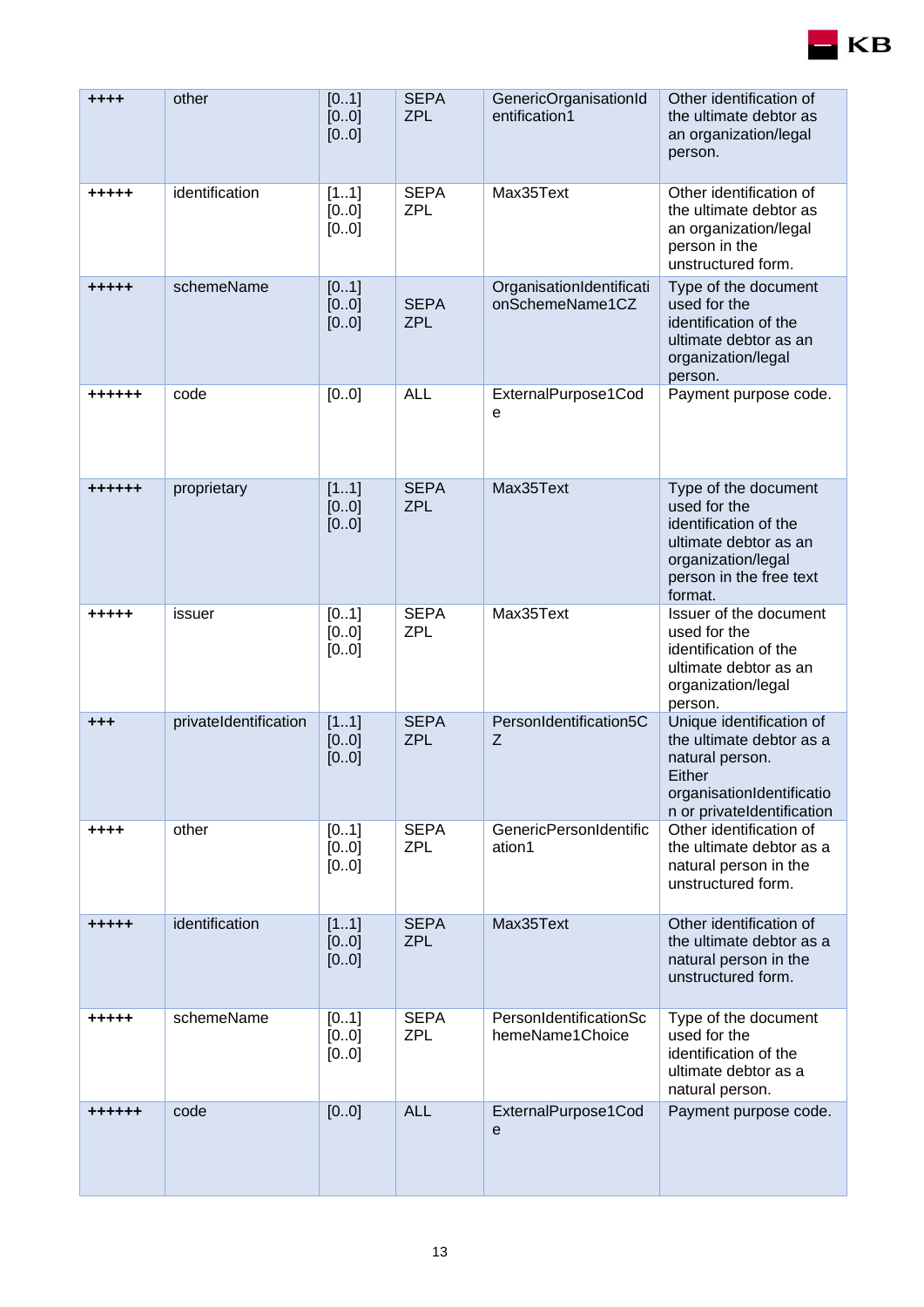| ++++ | other | [0..1] [0..0] [0..0] | SEPA ZPL | GenericOrganisationIdentification1 | Other identification of the ultimate debtor as an organization/legal person. |
|---|---|---|---|---|---|
| +++++ | identification | [1..1] [0..0] [0..0] | SEPA ZPL | Max35Text | Other identification of the ultimate debtor as an organization/legal person in the unstructured form. |
| +++++ | schemeName | [0..1] [0..0] [0..0] | SEPA ZPL | OrganisationIdentificationSchemeName1CZ | Type of the document used for the identification of the ultimate debtor as an organization/legal person. |
| ++++++ | code | [0..0] | ALL | ExternalPurpose1Code | Payment purpose code. |
| ++++++ | proprietary | [1..1] [0..0] [0..0] | SEPA ZPL | Max35Text | Type of the document used for the identification of the ultimate debtor as an organization/legal person in the free text format. |
| +++++ | issuer | [0..1] [0..0] [0..0] | SEPA ZPL | Max35Text | Issuer of the document used for the identification of the ultimate debtor as an organization/legal person. |
| +++ | privateIdentification | [1..1] [0..0] [0..0] | SEPA ZPL | PersonIdentification5CZ | Unique identification of the ultimate debtor as a natural person. Either organisationIdentification or privateIdentification |
| ++++ | other | [0..1] [0..0] [0..0] | SEPA ZPL | GenericPersonIdentification1 | Other identification of the ultimate debtor as a natural person in the unstructured form. |
| +++++ | identification | [1..1] [0..0] [0..0] | SEPA ZPL | Max35Text | Other identification of the ultimate debtor as a natural person in the unstructured form. |
| +++++ | schemeName | [0..1] [0..0] [0..0] | SEPA ZPL | PersonIdentificationSchemeName1Choice | Type of the document used for the identification of the ultimate debtor as a natural person. |
| ++++++ | code | [0..0] | ALL | ExternalPurpose1Code | Payment purpose code. |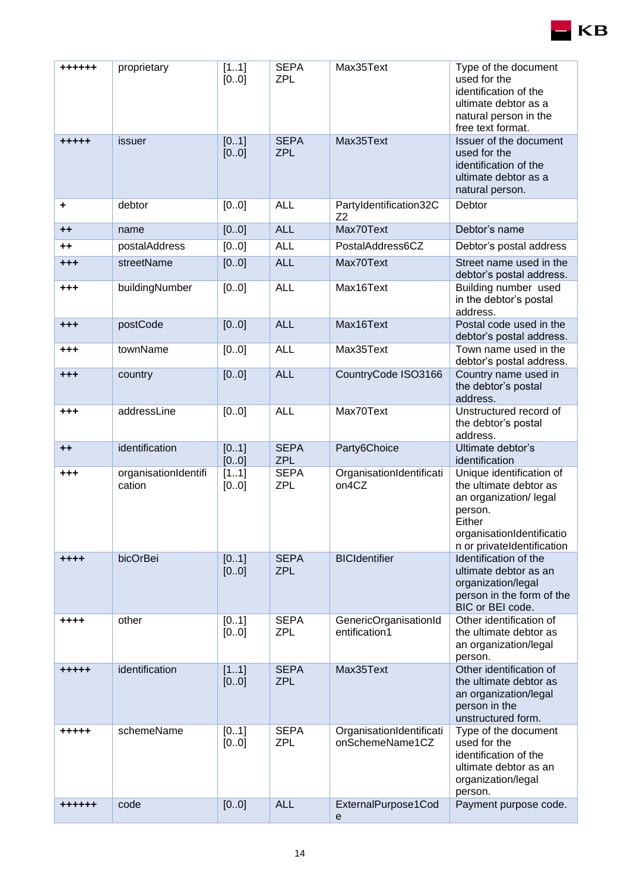| | | | | | |
|---|---|---|---|---|---|
| ++++++ | proprietary | [1..1] [0..0] | SEPA ZPL | Max35Text | Type of the document used for the identification of the ultimate debtor as a natural person in the free text format. |
| +++++ | issuer | [0..1] [0..0] | SEPA ZPL | Max35Text | Issuer of the document used for the identification of the ultimate debtor as a natural person. |
| + | debtor | [0..0] | ALL | PartyIdentification32CZ2 | Debtor |
| ++ | name | [0..0] | ALL | Max70Text | Debtor's name |
| ++ | postalAddress | [0..0] | ALL | PostalAddress6CZ | Debtor's postal address |
| +++ | streetName | [0..0] | ALL | Max70Text | Street name used in the debtor's postal address. |
| +++ | buildingNumber | [0..0] | ALL | Max16Text | Building number used in the debtor's postal address. |
| +++ | postCode | [0..0] | ALL | Max16Text | Postal code used in the debtor's postal address. |
| +++ | townName | [0..0] | ALL | Max35Text | Town name used in the debtor's postal address. |
| +++ | country | [0..0] | ALL | CountryCode ISO3166 | Country name used in the debtor's postal address. |
| +++ | addressLine | [0..0] | ALL | Max70Text | Unstructured record of the debtor's postal address. |
| ++ | identification | [0..1] [0..0] | SEPA ZPL | Party6Choice | Ultimate debtor's identification |
| +++ | organisationIdentification | [1..1] [0..0] | SEPA ZPL | OrganisationIdentification4CZ | Unique identification of the ultimate debtor as an organization/ legal person. Either organisationIdentification or privateIdentification |
| ++++ | bicOrBei | [0..1] [0..0] | SEPA ZPL | BICIdentifier | Identification of the ultimate debtor as an organization/legal person in the form of the BIC or BEI code. |
| ++++ | other | [0..1] [0..0] | SEPA ZPL | GenericOrganisationIdentification1 | Other identification of the ultimate debtor as an organization/legal person. |
| +++++ | identification | [1..1] [0..0] | SEPA ZPL | Max35Text | Other identification of the ultimate debtor as an organization/legal person in the unstructured form. |
| +++++ | schemeName | [0..1] [0..0] | SEPA ZPL | OrganisationIdentificationSchemeName1CZ | Type of the document used for the identification of the ultimate debtor as an organization/legal person. |
| ++++++ | code | [0..0] | ALL | ExternalPurpose1Code | Payment purpose code. |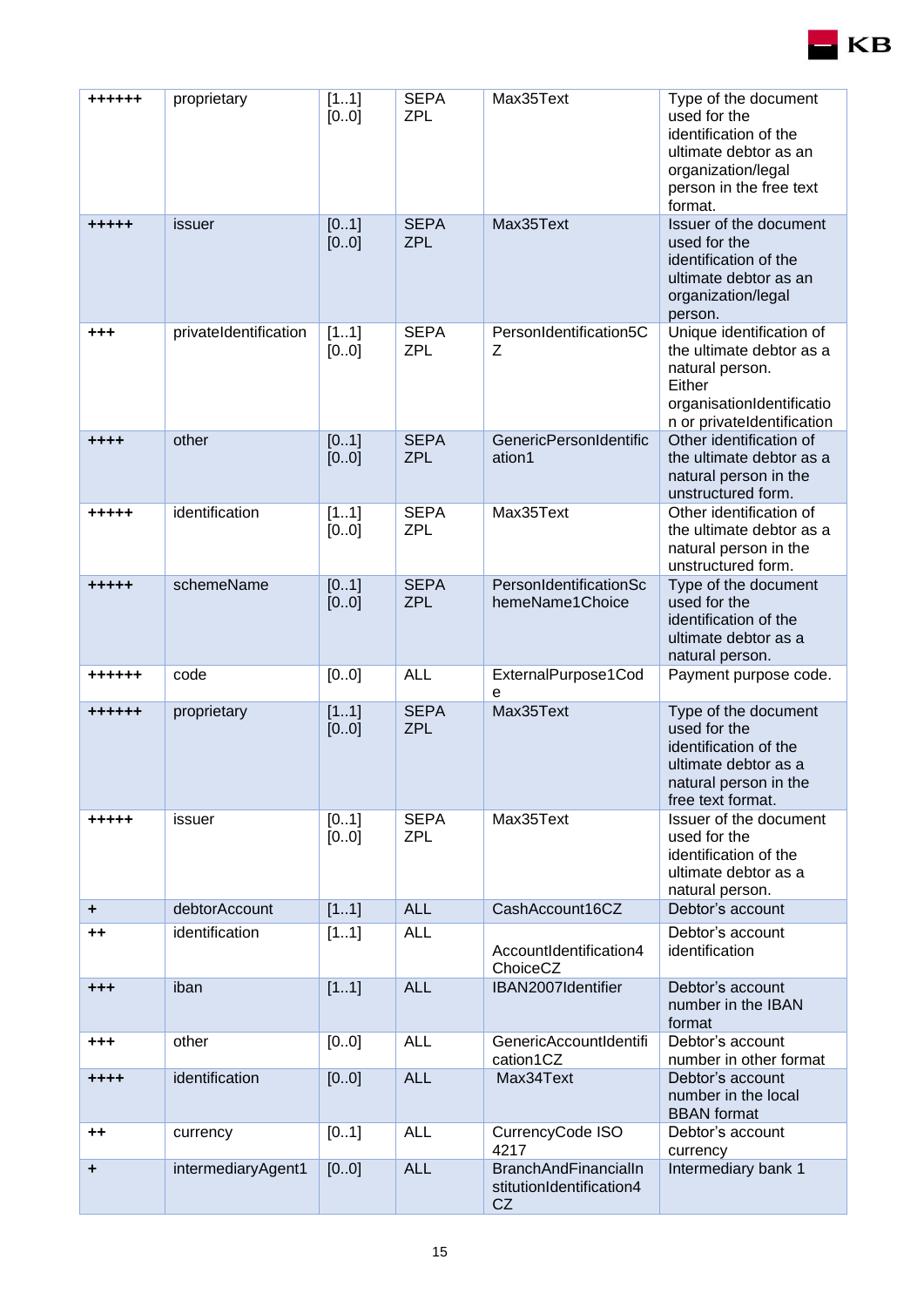| | | | | | |
|---|---|---|---|---|---|
| ++++++ | proprietary | [1..1] [0..0] | SEPA ZPL | Max35Text | Type of the document used for the identification of the ultimate debtor as an organization/legal person in the free text format. |
| +++++ | issuer | [0..1] [0..0] | SEPA ZPL | Max35Text | Issuer of the document used for the identification of the ultimate debtor as an organization/legal person. |
| +++ | privateIdentification | [1..1] [0..0] | SEPA ZPL | PersonIdentification5CZ | Unique identification of the ultimate debtor as a natural person. Either organisationIdentification or privateIdentification |
| ++++ | other | [0..1] [0..0] | SEPA ZPL | GenericPersonIdentification1 | Other identification of the ultimate debtor as a natural person in the unstructured form. |
| +++++ | identification | [1..1] [0..0] | SEPA ZPL | Max35Text | Other identification of the ultimate debtor as a natural person in the unstructured form. |
| +++++ | schemeName | [0..1] [0..0] | SEPA ZPL | PersonIdentificationSchemeName1Choice | Type of the document used for the identification of the ultimate debtor as a natural person. |
| ++++++ | code | [0..0] | ALL | ExternalPurpose1Code | Payment purpose code. |
| ++++++ | proprietary | [1..1] [0..0] | SEPA ZPL | Max35Text | Type of the document used for the identification of the ultimate debtor as a natural person in the free text format. |
| +++++ | issuer | [0..1] [0..0] | SEPA ZPL | Max35Text | Issuer of the document used for the identification of the ultimate debtor as a natural person. |
| + | debtorAccount | [1..1] | ALL | CashAccount16CZ | Debtor's account |
| ++ | identification | [1..1] | ALL | AccountIdentification4ChoiceCZ | Debtor's account identification |
| +++ | iban | [1..1] | ALL | IBAN2007Identifier | Debtor's account number in the IBAN format |
| +++ | other | [0..0] | ALL | GenericAccountIdentification1CZ | Debtor's account number in other format |
| ++++ | identification | [0..0] | ALL | Max34Text | Debtor's account number in the local BBAN format |
| ++ | currency | [0..1] | ALL | CurrencyCode ISO 4217 | Debtor's account currency |
| + | intermediaryAgent1 | [0..0] | ALL | BranchAndFinancialInstitutionIdentification4CZ | Intermediary bank 1 |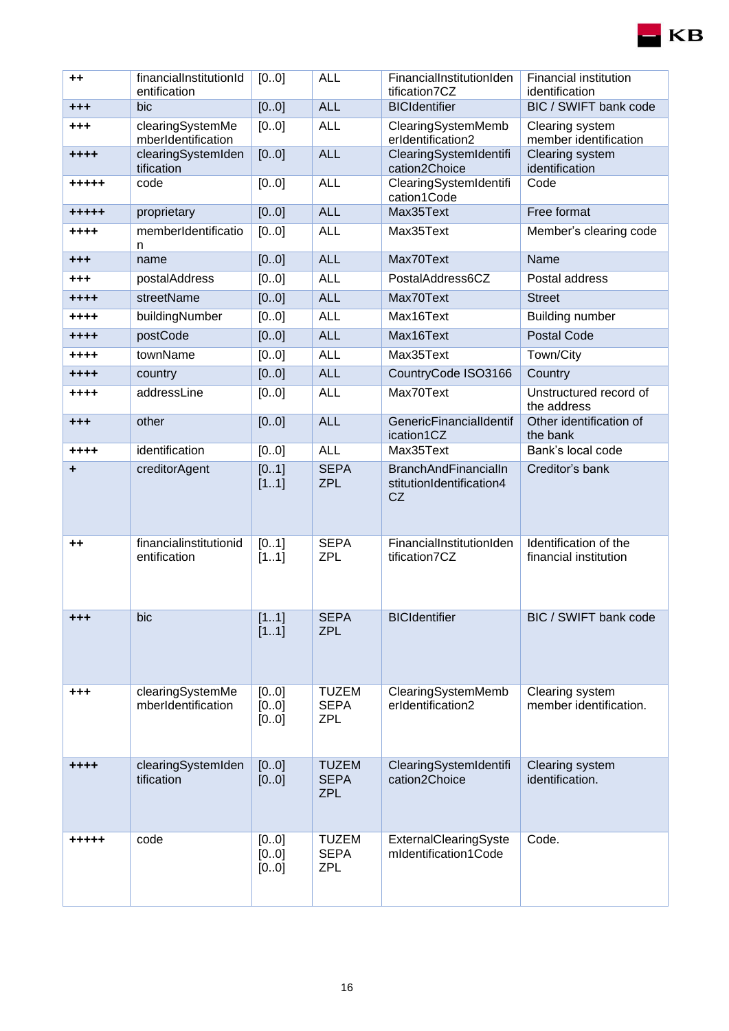| ++ | financialInstitutionIdentification | [0..0] | ALL | FinancialInstitutionIdentification7CZ | Financial institution identification |
|---|---|---|---|---|---|
| +++ | bic | [0..0] | ALL | BICIdentifier | BIC / SWIFT bank code |
| +++ | clearingSystemMemberIdentification | [0..0] | ALL | ClearingSystemMemberIdentification2 | Clearing system member identification |
| ++++ | clearingSystemIdentification | [0..0] | ALL | ClearingSystemIdentification2Choice | Clearing system identification |
| +++++ | code | [0..0] | ALL | ClearingSystemIdentification1Code | Code |
| +++++ | proprietary | [0..0] | ALL | Max35Text | Free format |
| ++++ | memberIdentification | [0..0] | ALL | Max35Text | Member's clearing code |
| +++ | name | [0..0] | ALL | Max70Text | Name |
| +++ | postalAddress | [0..0] | ALL | PostalAddress6CZ | Postal address |
| ++++ | streetName | [0..0] | ALL | Max70Text | Street |
| ++++ | buildingNumber | [0..0] | ALL | Max16Text | Building number |
| ++++ | postCode | [0..0] | ALL | Max16Text | Postal Code |
| ++++ | townName | [0..0] | ALL | Max35Text | Town/City |
| ++++ | country | [0..0] | ALL | CountryCode ISO3166 | Country |
| ++++ | addressLine | [0..0] | ALL | Max70Text | Unstructured record of the address |
| +++ | other | [0..0] | ALL | GenericFinancialIdentification1CZ | Other identification of the bank |
| ++++ | identification | [0..0] | ALL | Max35Text | Bank's local code |
| + | creditorAgent | [0..1] [1..1] | SEPA ZPL | BranchAndFinancialInstitutionIdentification4CZ | Creditor's bank |
| ++ | financialinstitutionidentification | [0..1] [1..1] | SEPA ZPL | FinancialInstitutionIdentification7CZ | Identification of the financial institution |
| +++ | bic | [1..1] [1..1] | SEPA ZPL | BICIdentifier | BIC / SWIFT bank code |
| +++ | clearingSystemMemberIdentification | [0..0] [0..0] [0..0] | TUZEM SEPA ZPL | ClearingSystemMemberIdentification2 | Clearing system member identification. |
| ++++ | clearingSystemIdentification | [0..0] [0..0] | TUZEM SEPA ZPL | ClearingSystemIdentification2Choice | Clearing system identification. |
| +++++ | code | [0..0] [0..0] [0..0] | TUZEM SEPA ZPL | ExternalClearingSystemIdentification1Code | Code. |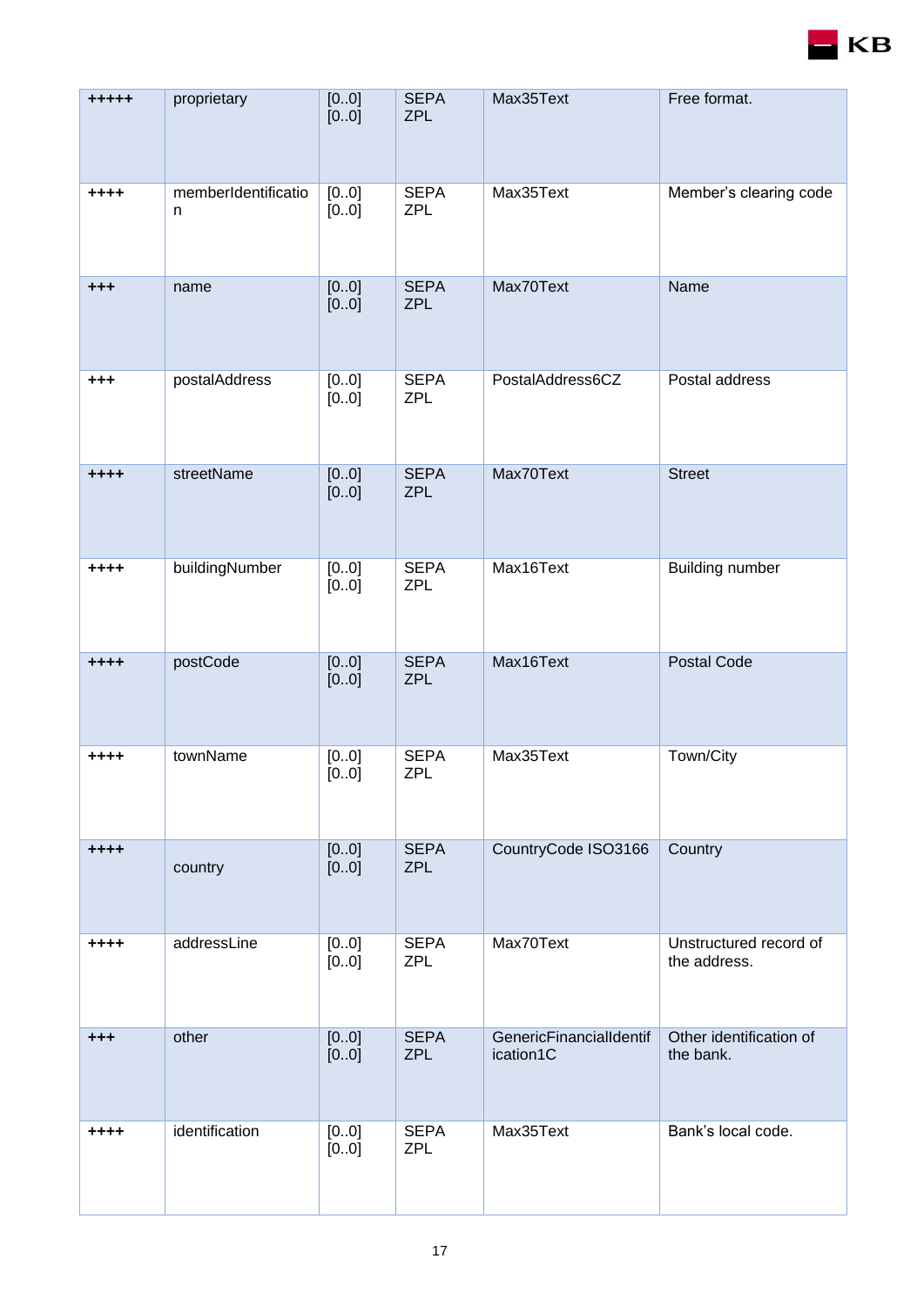| +++++ | proprietary | [0..0] [0..0] | SEPA ZPL | Max35Text | Free format. |
|---|---|---|---|---|---|
| ++++ | memberIdentification | [0..0] [0..0] | SEPA ZPL | Max35Text | Member's clearing code |
| +++ | name | [0..0] [0..0] | SEPA ZPL | Max70Text | Name |
| +++ | postalAddress | [0..0] [0..0] | SEPA ZPL | PostalAddress6CZ | Postal address |
| ++++ | streetName | [0..0] [0..0] | SEPA ZPL | Max70Text | Street |
| ++++ | buildingNumber | [0..0] [0..0] | SEPA ZPL | Max16Text | Building number |
| ++++ | postCode | [0..0] [0..0] | SEPA ZPL | Max16Text | Postal Code |
| ++++ | townName | [0..0] [0..0] | SEPA ZPL | Max35Text | Town/City |
| ++++ | country | [0..0] [0..0] | SEPA ZPL | CountryCode ISO3166 | Country |
| ++++ | addressLine | [0..0] [0..0] | SEPA ZPL | Max70Text | Unstructured record of the address. |
| +++ | other | [0..0] [0..0] | SEPA ZPL | GenericFinancialIdentification1C | Other identification of the bank. |
| ++++ | identification | [0..0] [0..0] | SEPA ZPL | Max35Text | Bank's local code. |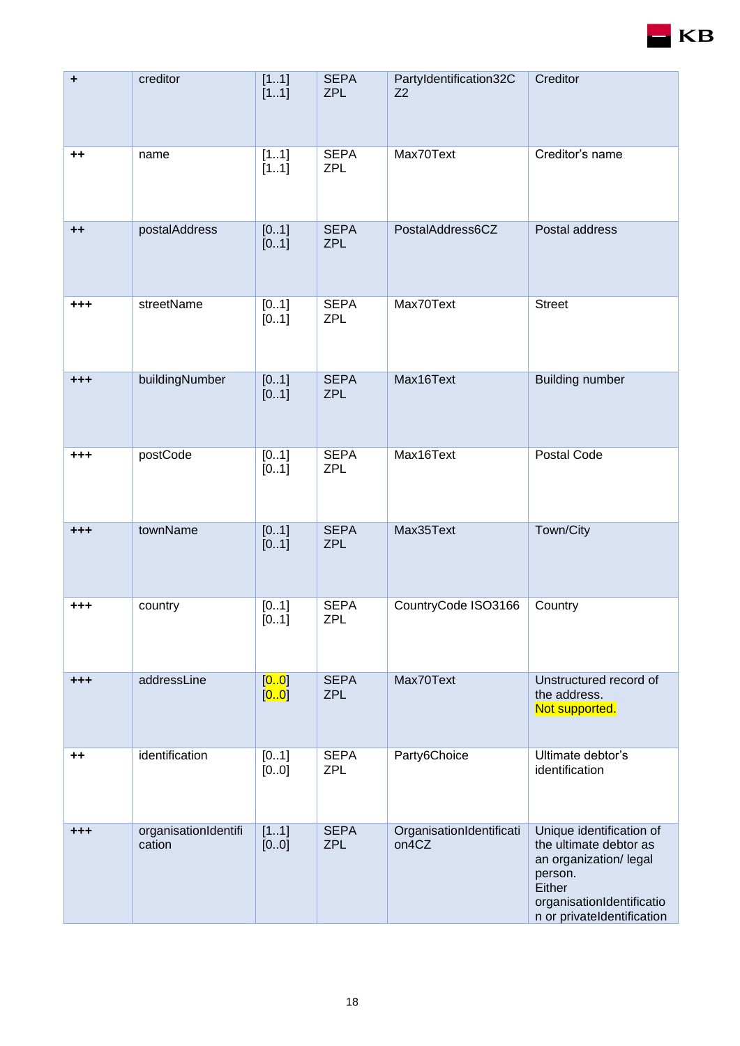| + | creditor | [1..1] [1..1] | SEPA ZPL | PartyIdentification32CZ2 | Creditor |
|---|---|---|---|---|---|
| ++ | name | [1..1] [1..1] | SEPA ZPL | Max70Text | Creditor's name |
| ++ | postalAddress | [0..1] [0..1] | SEPA ZPL | PostalAddress6CZ | Postal address |
| +++ | streetName | [0..1] [0..1] | SEPA ZPL | Max70Text | Street |
| +++ | buildingNumber | [0..1] [0..1] | SEPA ZPL | Max16Text | Building number |
| +++ | postCode | [0..1] [0..1] | SEPA ZPL | Max16Text | Postal Code |
| +++ | townName | [0..1] [0..1] | SEPA ZPL | Max35Text | Town/City |
| +++ | country | [0..1] [0..1] | SEPA ZPL | CountryCode ISO3166 | Country |
| +++ | addressLine | [0..0] [0..0] | SEPA ZPL | Max70Text | Unstructured record of the address. Not supported. |
| ++ | identification | [0..1] [0..0] | SEPA ZPL | Party6Choice | Ultimate debtor's identification |
| +++ | organisationIdentification | [1..1] [0..0] | SEPA ZPL | OrganisationIdentification4CZ | Unique identification of the ultimate debtor as an organization/ legal person. Either organisationIdentification or privateIdentification |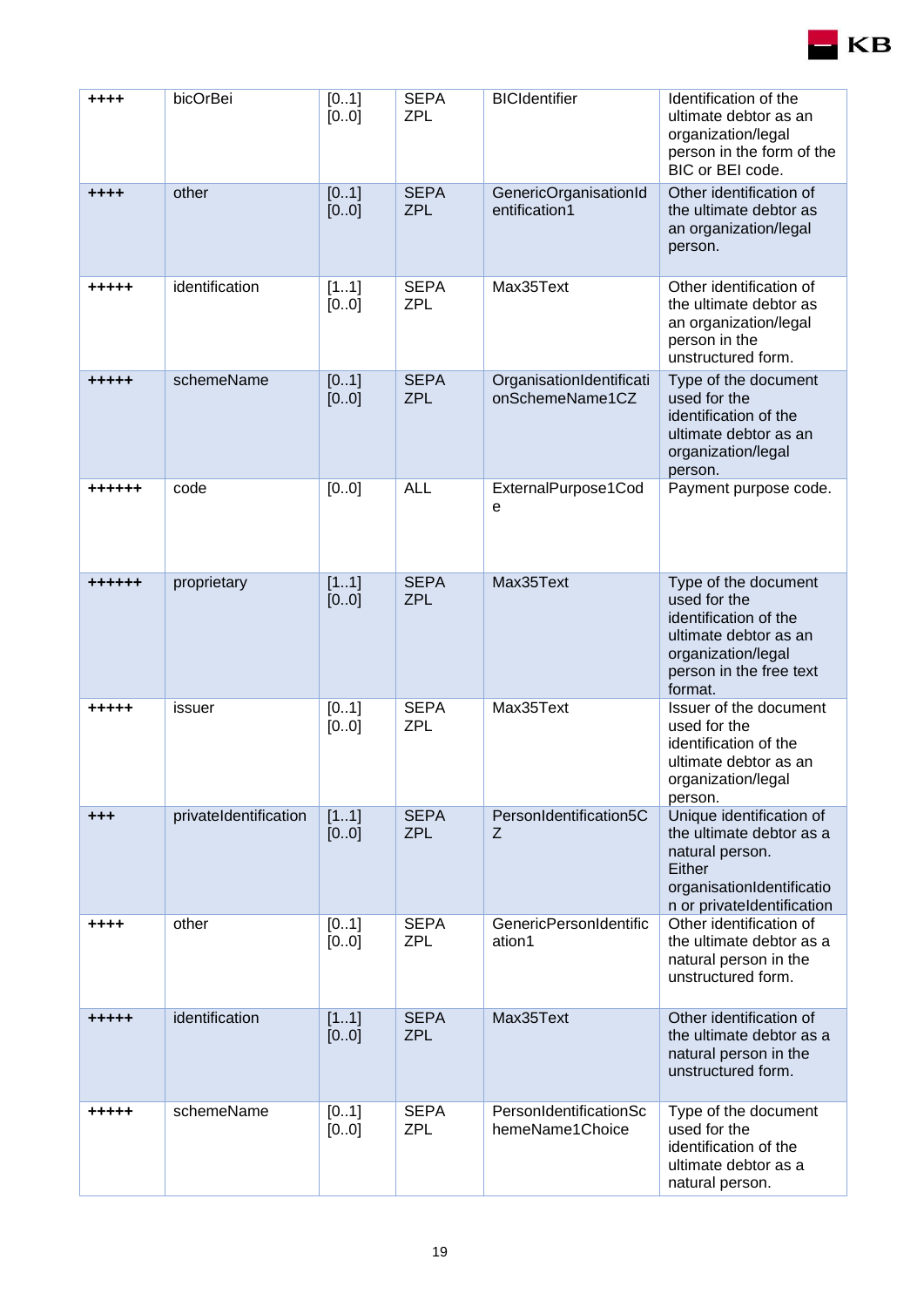| ++++ | bicOrBei | [0..1] [0..0] | SEPA ZPL | BICIdentifier | Identification of the ultimate debtor as an organization/legal person in the form of the BIC or BEI code. |
|---|---|---|---|---|---|
| ++++ | other | [0..1] [0..0] | SEPA ZPL | GenericOrganisationIdentification1 | Other identification of the ultimate debtor as an organization/legal person. |
| +++++ | identification | [1..1] [0..0] | SEPA ZPL | Max35Text | Other identification of the ultimate debtor as an organization/legal person in the unstructured form. |
| +++++ | schemeName | [0..1] [0..0] | SEPA ZPL | OrganisationIdentificationSchemeName1CZ | Type of the document used for the identification of the ultimate debtor as an organization/legal person. |
| ++++++ | code | [0..0] | ALL | ExternalPurpose1Code | Payment purpose code. |
| ++++++ | proprietary | [1..1] [0..0] | SEPA ZPL | Max35Text | Type of the document used for the identification of the ultimate debtor as an organization/legal person in the free text format. |
| +++++ | issuer | [0..1] [0..0] | SEPA ZPL | Max35Text | Issuer of the document used for the identification of the ultimate debtor as an organization/legal person. |
| +++ | privateIdentification | [1..1] [0..0] | SEPA ZPL | PersonIdentification5CZ | Unique identification of the ultimate debtor as a natural person. Either organisationIdentification or privateIdentification |
| ++++ | other | [0..1] [0..0] | SEPA ZPL | GenericPersonIdentification1 | Other identification of the ultimate debtor as a natural person in the unstructured form. |
| +++++ | identification | [1..1] [0..0] | SEPA ZPL | Max35Text | Other identification of the ultimate debtor as a natural person in the unstructured form. |
| +++++ | schemeName | [0..1] [0..0] | SEPA ZPL | PersonIdentificationSchemeName1Choice | Type of the document used for the identification of the ultimate debtor as a natural person. |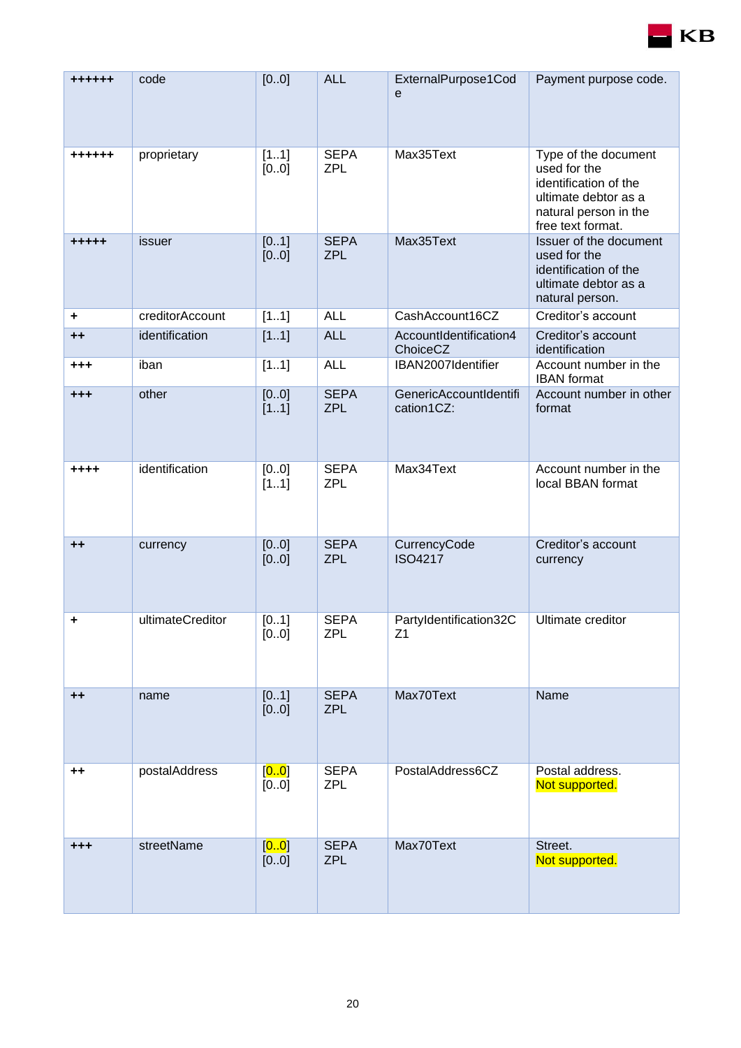| ++++++ | code | [0..0] | ALL | ExternalPurpose1Code | Payment purpose code. |
|---|---|---|---|---|---|
| ++++++ | proprietary | [1..1] [0..0] | SEPA ZPL | Max35Text | Type of the document used for the identification of the ultimate debtor as a natural person in the free text format. |
| +++++ | issuer | [0..1] [0..0] | SEPA ZPL | Max35Text | Issuer of the document used for the identification of the ultimate debtor as a natural person. |
| + | creditorAccount | [1..1] | ALL | CashAccount16CZ | Creditor's account |
| ++ | identification | [1..1] | ALL | AccountIdentification4ChoiceCZ | Creditor's account identification |
| +++ | iban | [1..1] | ALL | IBAN2007Identifier | Account number in the IBAN format |
| +++ | other | [0..0] [1..1] | SEPA ZPL | GenericAccountIdentification1CZ: | Account number in other format |
| ++++ | identification | [0..0] [1..1] | SEPA ZPL | Max34Text | Account number in the local BBAN format |
| ++ | currency | [0..0] [0..0] | SEPA ZPL | CurrencyCode ISO4217 | Creditor's account currency |
| + | ultimateCreditor | [0..1] [0..0] | SEPA ZPL | PartyIdentification32CZ1 | Ultimate creditor |
| ++ | name | [0..1] [0..0] | SEPA ZPL | Max70Text | Name |
| ++ | postalAddress | [0..0] [0..0] | SEPA ZPL | PostalAddress6CZ | Postal address. Not supported. |
| +++ | streetName | [0..0] [0..0] | SEPA ZPL | Max70Text | Street. Not supported. |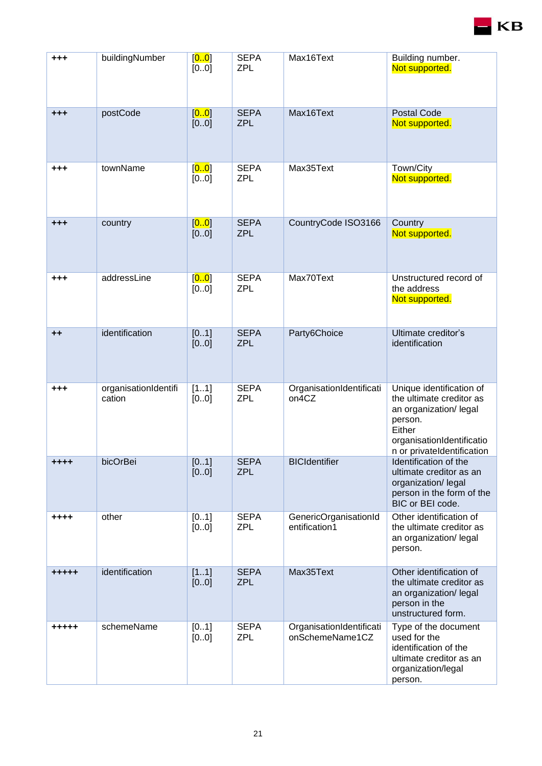| +++ | buildingNumber | [0..0]<br>[0..0] | SEPA<br>ZPL | Max16Text | Building number.<br>Not supported. |
|---|---|---|---|---|---|
| +++ | postCode | [0..0]<br>[0..0] | SEPA<br>ZPL | Max16Text | Postal Code<br>Not supported. |
| +++ | townName | [0..0]<br>[0..0] | SEPA<br>ZPL | Max35Text | Town/City<br>Not supported. |
| +++ | country | [0..0]<br>[0..0] | SEPA<br>ZPL | CountryCode ISO3166 | Country<br>Not supported. |
| +++ | addressLine | [0..0]<br>[0..0] | SEPA<br>ZPL | Max70Text | Unstructured record of the address<br>Not supported. |
| ++ | identification | [0..1]<br>[0..0] | SEPA<br>ZPL | Party6Choice | Ultimate creditor's identification |
| +++ | organisationIdentification | [1..1]<br>[0..0] | SEPA<br>ZPL | OrganisationIdentification4CZ | Unique identification of the ultimate creditor as an organization/ legal person.<br>Either organisationIdentification or privateIdentification |
| ++++ | bicOrBei | [0..1]<br>[0..0] | SEPA<br>ZPL | BICIdentifier | Identification of the ultimate creditor as an organization/ legal person in the form of the BIC or BEI code. |
| ++++ | other | [0..1]<br>[0..0] | SEPA<br>ZPL | GenericOrganisationIdentification1 | Other identification of the ultimate creditor as an organization/ legal person. |
| +++++ | identification | [1..1]<br>[0..0] | SEPA<br>ZPL | Max35Text | Other identification of the ultimate creditor as an organization/ legal person in the unstructured form. |
| +++++ | schemeName | [0..1]<br>[0..0] | SEPA<br>ZPL | OrganisationIdentificationSchemeName1CZ | Type of the document used for the identification of the ultimate creditor as an organization/legal person. |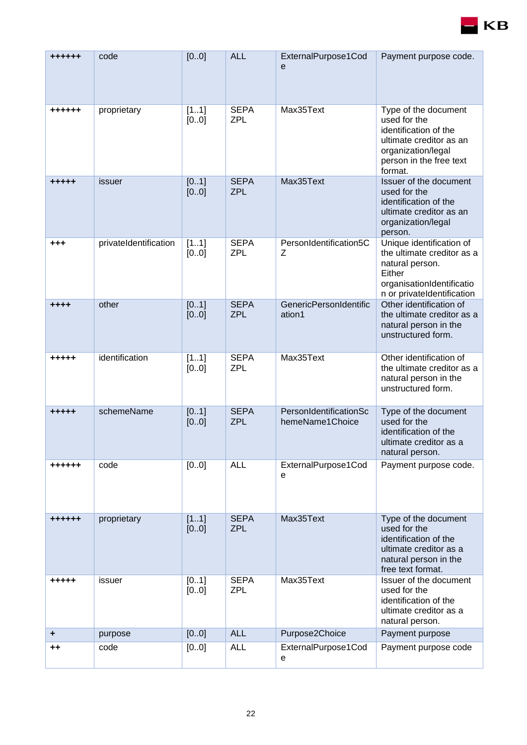| ++++++ | code | [0..0] | ALL | ExternalPurpose1Code | Payment purpose code. |
|---|---|---|---|---|---|
| ++++++ | proprietary | [1..1] [0..0] | SEPA ZPL | Max35Text | Type of the document used for the identification of the ultimate creditor as an organization/legal person in the free text format. |
| +++++ | issuer | [0..1] [0..0] | SEPA ZPL | Max35Text | Issuer of the document used for the identification of the ultimate creditor as an organization/legal person. |
| +++ | privateIdentification | [1..1] [0..0] | SEPA ZPL | PersonIdentification5CZ | Unique identification of the ultimate creditor as a natural person. Either organisationIdentification or privateIdentification |
| ++++ | other | [0..1] [0..0] | SEPA ZPL | GenericPersonIdentification1 | Other identification of the ultimate creditor as a natural person in the unstructured form. |
| +++++ | identification | [1..1] [0..0] | SEPA ZPL | Max35Text | Other identification of the ultimate creditor as a natural person in the unstructured form. |
| +++++ | schemeName | [0..1] [0..0] | SEPA ZPL | PersonIdentificationSchemeName1Choice | Type of the document used for the identification of the ultimate creditor as a natural person. |
| ++++++ | code | [0..0] | ALL | ExternalPurpose1Code | Payment purpose code. |
| ++++++ | proprietary | [1..1] [0..0] | SEPA ZPL | Max35Text | Type of the document used for the identification of the ultimate creditor as a natural person in the free text format. |
| +++++ | issuer | [0..1] [0..0] | SEPA ZPL | Max35Text | Issuer of the document used for the identification of the ultimate creditor as a natural person. |
| + | purpose | [0..0] | ALL | Purpose2Choice | Payment purpose |
| ++ | code | [0..0] | ALL | ExternalPurpose1Code | Payment purpose code |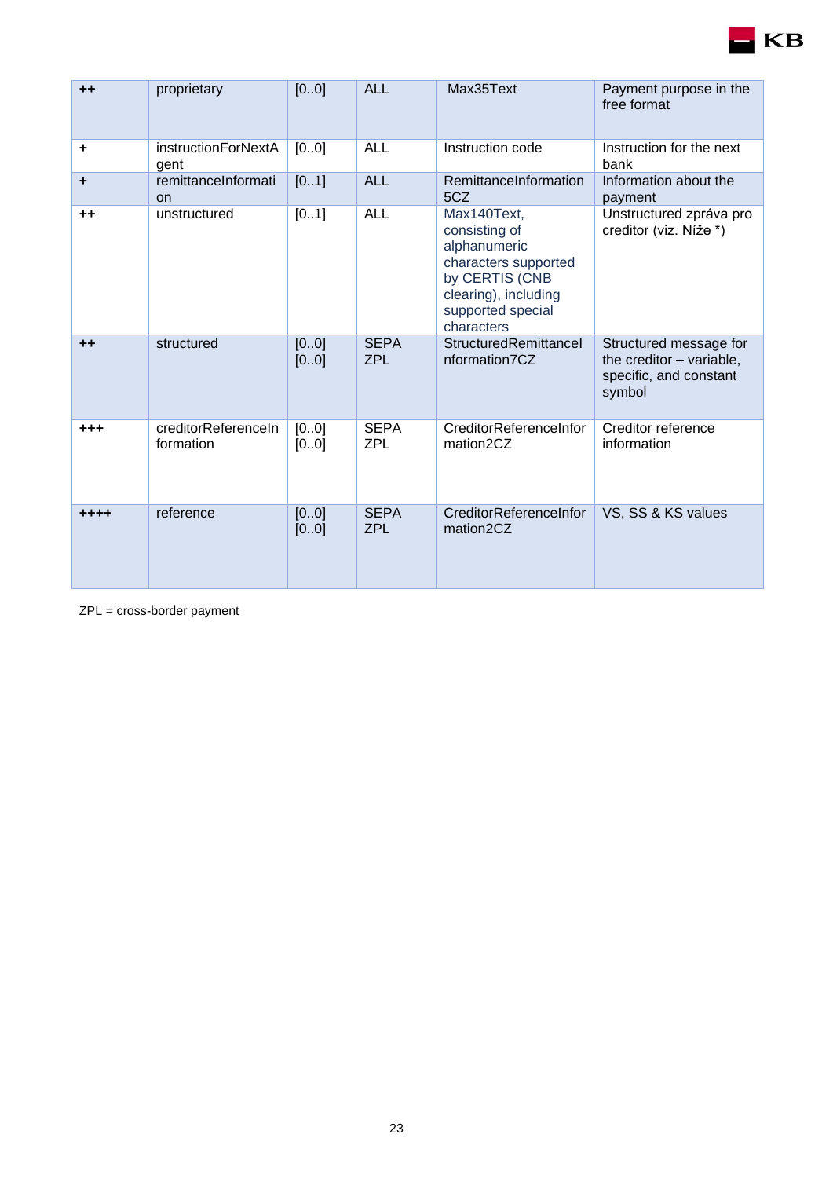| | | | | | |
|---|---|---|---|---|---|
| ++ | proprietary | [0..0] | ALL | Max35Text | Payment purpose in the free format |
| + | instructionForNextAgent | [0..0] | ALL | Instruction code | Instruction for the next bank |
| + | remittanceInformation | [0..1] | ALL | RemittanceInformation5CZ | Information about the payment |
| ++ | unstructured | [0..1] | ALL | Max140Text, consisting of alphanumeric characters supported by CERTIS (CNB clearing), including supported special characters | Unstructured zpráva pro creditor (viz. Níže *) |
| ++ | structured | [0..0] [0..0] | SEPA ZPL | StructuredRemittanceInformation7CZ | Structured message for the creditor – variable, specific, and constant symbol |
| +++ | creditorReferenceInformation | [0..0] [0..0] | SEPA ZPL | CreditorReferenceInformation2CZ | Creditor reference information |
| ++++ | reference | [0..0] [0..0] | SEPA ZPL | CreditorReferenceInformation2CZ | VS, SS & KS values |

ZPL = cross-border payment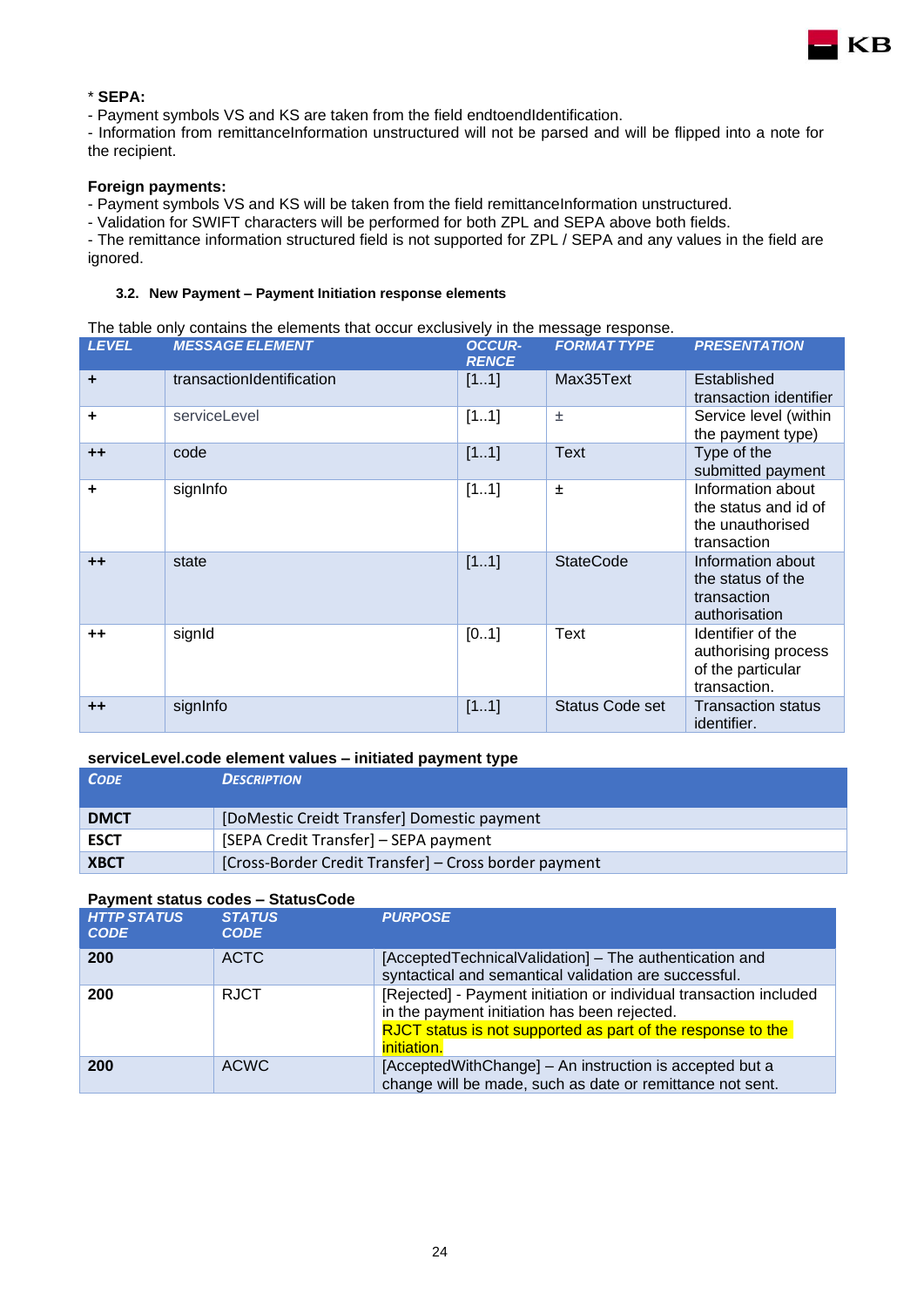**\* SEPA:**

- Payment symbols VS and KS are taken from the field endtoendIdentification.
- Information from remittanceInformation unstructured will not be parsed and will be flipped into a note for the recipient.

**Foreign payments:**

- Payment symbols VS and KS will be taken from the field remittanceInformation unstructured.
- Validation for SWIFT characters will be performed for both ZPL and SEPA above both fields.
- The remittance information structured field is not supported for ZPL / SEPA and any values in the field are ignored.

### 3.2. New Payment – Payment Initiation response elements

The table only contains the elements that occur exclusively in the message response.

| *LEVEL* | *MESSAGE ELEMENT* | *OCCUR-RENCE* | *FORMAT TYPE* | *PRESENTATION* |
|---|---|---|---|---|
| + | transactionIdentification | [1..1] | Max35Text | Established transaction identifier |
| + | serviceLevel | [1..1] | ± | Service level (within the payment type) |
| ++ | code | [1..1] | Text | Type of the submitted payment |
| + | signInfo | [1..1] | ± | Information about the status and id of the unauthorised transaction |
| ++ | state | [1..1] | StateCode | Information about the status of the transaction authorisation |
| ++ | signId | [0..1] | Text | Identifier of the authorising process of the particular transaction. |
| ++ | signInfo | [1..1] | Status Code set | Transaction status identifier. |

**serviceLevel.code element values – initiated payment type**

| *CODE* | *DESCRIPTION* |
|---|---|
| **DMCT** | [DoMestic Creidt Transfer] Domestic payment |
| **ESCT** | [SEPA Credit Transfer] – SEPA payment |
| **XBCT** | [Cross-Border Credit Transfer] – Cross border payment |

**Payment status codes – StatusCode**

| *HTTP STATUS CODE* | *STATUS CODE* | *PURPOSE* |
|---|---|---|
| **200** | ACTC | [AcceptedTechnicalValidation] – The authentication and syntactical and semantical validation are successful. |
| **200** | RJCT | [Rejected] - Payment initiation or individual transaction included in the payment initiation has been rejected. RJCT status is not supported as part of the response to the initiation. |
| **200** | ACWC | [AcceptedWithChange] – An instruction is accepted but a change will be made, such as date or remittance not sent. |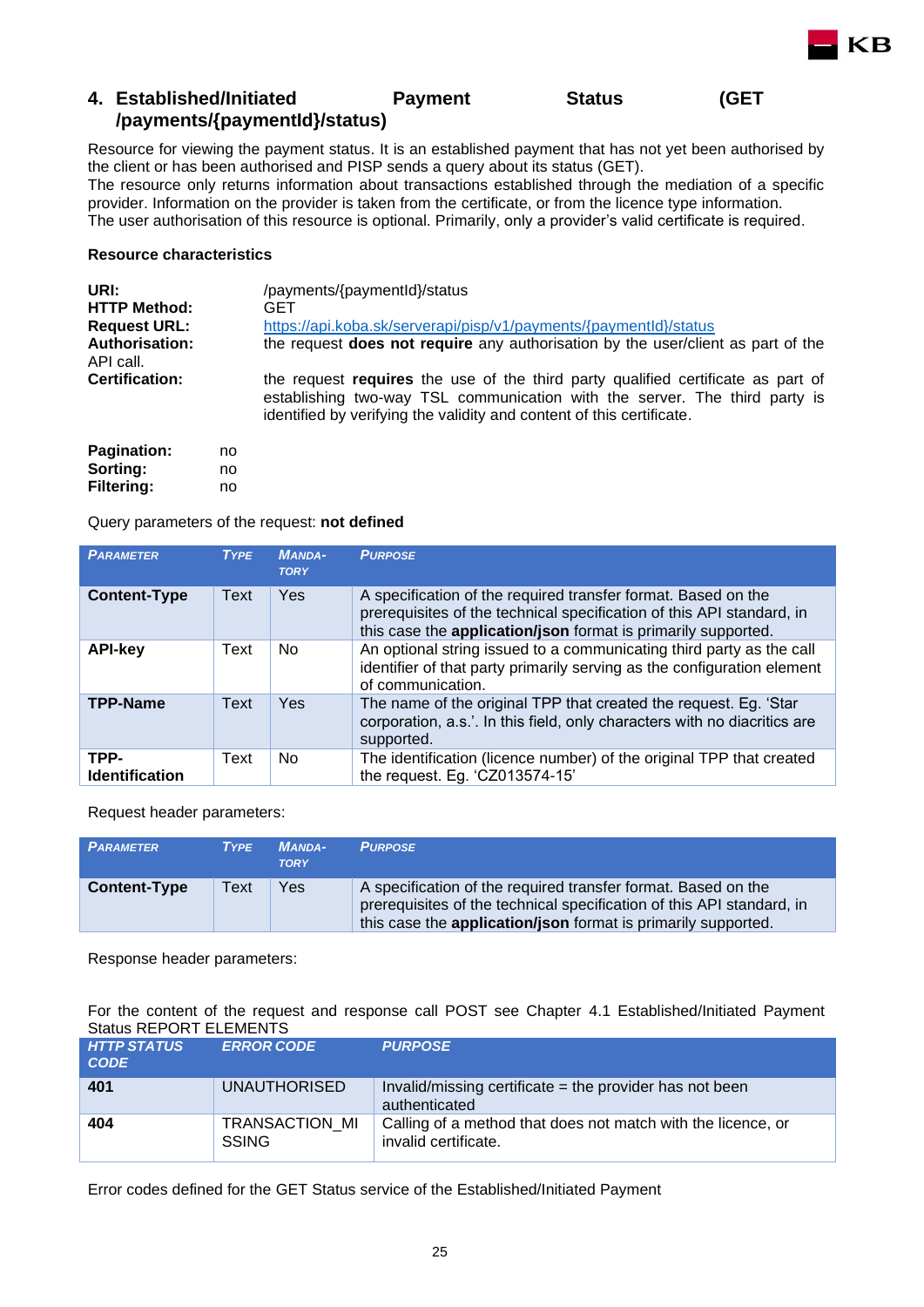# 4. Established/Initiated Payment Status (GET /payments/{paymentId}/status)

Resource for viewing the payment status. It is an established payment that has not yet been authorised by the client or has been authorised and PISP sends a query about its status (GET).
The resource only returns information about transactions established through the mediation of a specific provider. Information on the provider is taken from the certificate, or from the licence type information.
The user authorisation of this resource is optional. Primarily, only a provider's valid certificate is required.

**Resource characteristics**

**URI:** /payments/{paymentId}/status
**HTTP Method:** GET
**Request URL:** https://api.koba.sk/serverapi/pisp/v1/payments/{paymentId}/status
**Authorisation:** the request **does not require** any authorisation by the user/client as part of the API call.
**Certification:** the request **requires** the use of the third party qualified certificate as part of establishing two-way TSL communication with the server. The third party is identified by verifying the validity and content of this certificate.

**Pagination:** no
**Sorting:** no
**Filtering:** no

Query parameters of the request: **not defined**

| PARAMETER | TYPE | MANDA-TORY | PURPOSE |
|---|---|---|---|
| **Content-Type** | Text | Yes | A specification of the required transfer format. Based on the prerequisites of the technical specification of this API standard, in this case the **application/json** format is primarily supported. |
| **API-key** | Text | No | An optional string issued to a communicating third party as the call identifier of that party primarily serving as the configuration element of communication. |
| **TPP-Name** | Text | Yes | The name of the original TPP that created the request. Eg. 'Star corporation, a.s.'. In this field, only characters with no diacritics are supported. |
| **TPP-Identification** | Text | No | The identification (licence number) of the original TPP that created the request. Eg. 'CZ013574-15' |

Request header parameters:

| PARAMETER | TYPE | MANDA-TORY | PURPOSE |
|---|---|---|---|
| **Content-Type** | Text | Yes | A specification of the required transfer format. Based on the prerequisites of the technical specification of this API standard, in this case the **application/json** format is primarily supported. |

Response header parameters:

For the content of the request and response call POST see Chapter 4.1 Established/Initiated Payment Status REPORT ELEMENTS

| HTTP STATUS CODE | ERROR CODE | PURPOSE |
|---|---|---|
| **401** | UNAUTHORISED | Invalid/missing certificate = the provider has not been authenticated |
| **404** | TRANSACTION_MISSING | Calling of a method that does not match with the licence, or invalid certificate. |

Error codes defined for the GET Status service of the Established/Initiated Payment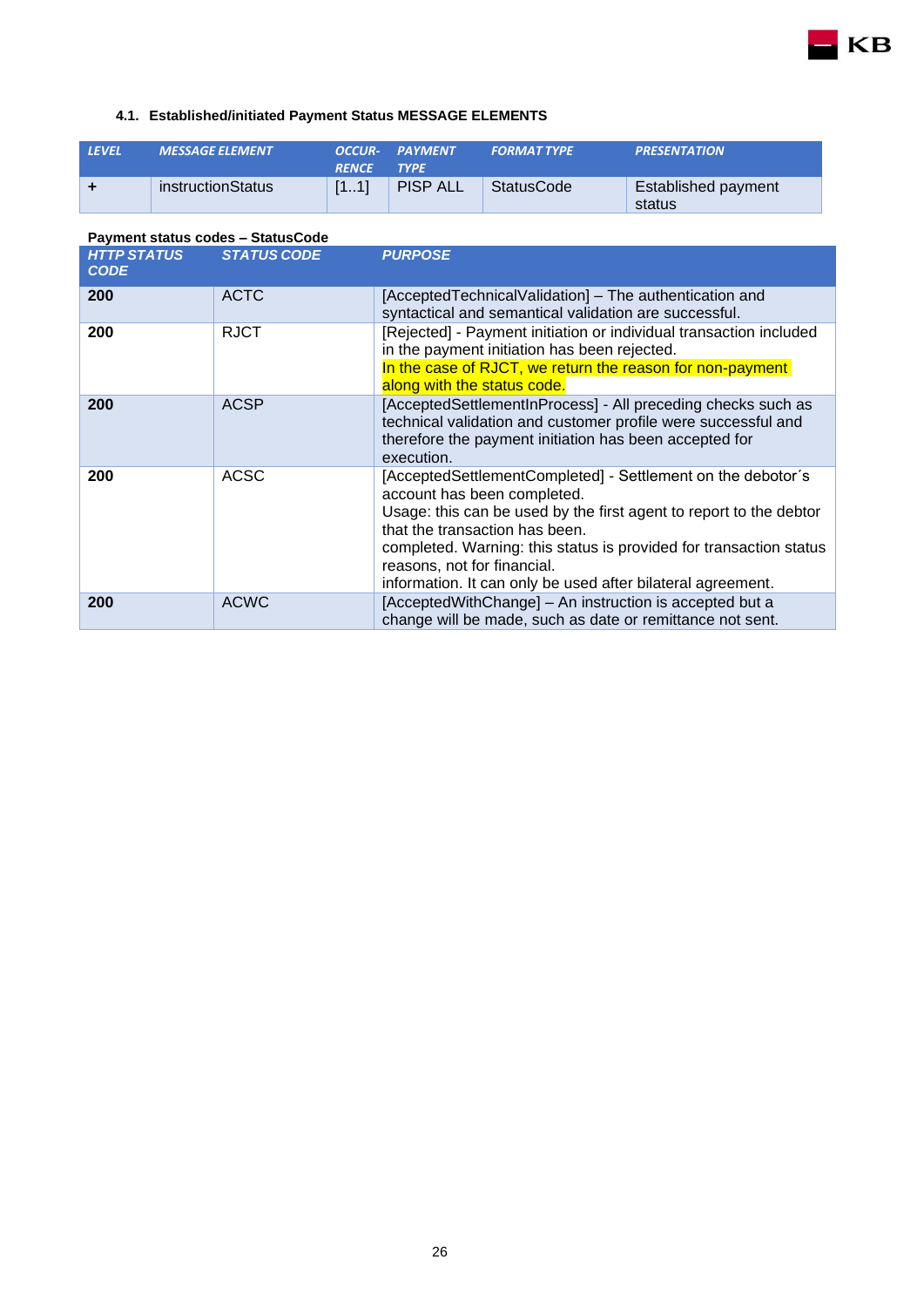#### 4.1. Established/initiated Payment Status MESSAGE ELEMENTS

| LEVEL | MESSAGE ELEMENT | OCCUR-RENCE | PAYMENT TYPE | FORMAT TYPE | PRESENTATION |
|---|---|---|---|---|---|
| + | instructionStatus | [1..1] | PISP ALL | StatusCode | Established payment status |

**Payment status codes – StatusCode**

| HTTP STATUS CODE | STATUS CODE | PURPOSE |
|---|---|---|
| **200** | ACTC | [AcceptedTechnicalValidation] – The authentication and syntactical and semantical validation are successful. |
| **200** | RJCT | [Rejected] - Payment initiation or individual transaction included in the payment initiation has been rejected.<br>In the case of RJCT, we return the reason for non-payment along with the status code. |
| **200** | ACSP | [AcceptedSettlementInProcess] - All preceding checks such as technical validation and customer profile were successful and therefore the payment initiation has been accepted for execution. |
| **200** | ACSC | [AcceptedSettlementCompleted] - Settlement on the debotor´s account has been completed.<br>Usage: this can be used by the first agent to report to the debtor that the transaction has been.<br>completed. Warning: this status is provided for transaction status reasons, not for financial.<br>information. It can only be used after bilateral agreement. |
| **200** | ACWC | [AcceptedWithChange] – An instruction is accepted but a change will be made, such as date or remittance not sent. |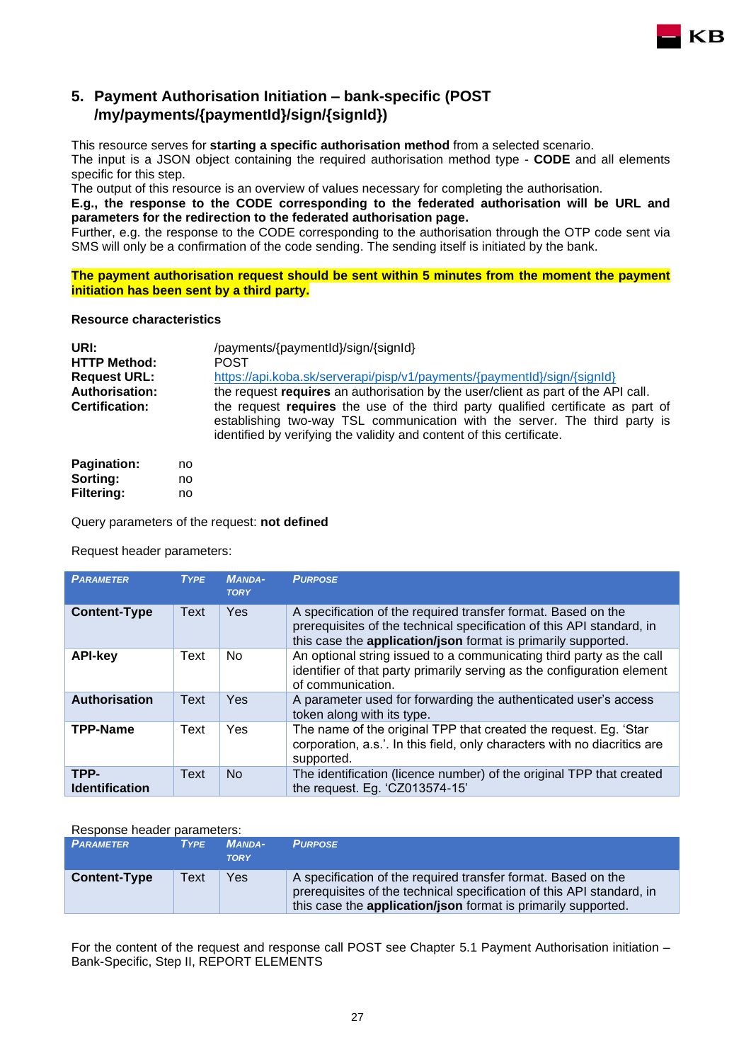## 5. Payment Authorisation Initiation – bank-specific (POST /my/payments/{paymentId}/sign/{signId})

This resource serves for **starting a specific authorisation method** from a selected scenario.
The input is a JSON object containing the required authorisation method type - **CODE** and all elements specific for this step.
The output of this resource is an overview of values necessary for completing the authorisation.
**E.g., the response to the CODE corresponding to the federated authorisation will be URL and parameters for the redirection to the federated authorisation page.**
Further, e.g. the response to the CODE corresponding to the authorisation through the OTP code sent via SMS will only be a confirmation of the code sending. The sending itself is initiated by the bank.

**The payment authorisation request should be sent within 5 minutes from the moment the payment initiation has been sent by a third party.**

**Resource characteristics**

**URI:** /payments/{paymentId}/sign/{signId}
**HTTP Method:** POST
**Request URL:** https://api.koba.sk/serverapi/pisp/v1/payments/{paymentId}/sign/{signId}
**Authorisation:** the request **requires** an authorisation by the user/client as part of the API call.
**Certification:** the request **requires** the use of the third party qualified certificate as part of establishing two-way TSL communication with the server. The third party is identified by verifying the validity and content of this certificate.

**Pagination:** no
**Sorting:** no
**Filtering:** no

Query parameters of the request: **not defined**

Request header parameters:

| PARAMETER | TYPE | MANDATORY | PURPOSE |
|---|---|---|---|
| **Content-Type** | Text | Yes | A specification of the required transfer format. Based on the prerequisites of the technical specification of this API standard, in this case the **application/json** format is primarily supported. |
| **API-key** | Text | No | An optional string issued to a communicating third party as the call identifier of that party primarily serving as the configuration element of communication. |
| **Authorisation** | Text | Yes | A parameter used for forwarding the authenticated user's access token along with its type. |
| **TPP-Name** | Text | Yes | The name of the original TPP that created the request. Eg. 'Star corporation, a.s.'. In this field, only characters with no diacritics are supported. |
| **TPP-Identification** | Text | No | The identification (licence number) of the original TPP that created the request. Eg. 'CZ013574-15' |

Response header parameters:

| PARAMETER | TYPE | MANDATORY | PURPOSE |
|---|---|---|---|
| **Content-Type** | Text | Yes | A specification of the required transfer format. Based on the prerequisites of the technical specification of this API standard, in this case the **application/json** format is primarily supported. |

For the content of the request and response call POST see Chapter 5.1 Payment Authorisation initiation – Bank-Specific, Step II, REPORT ELEMENTS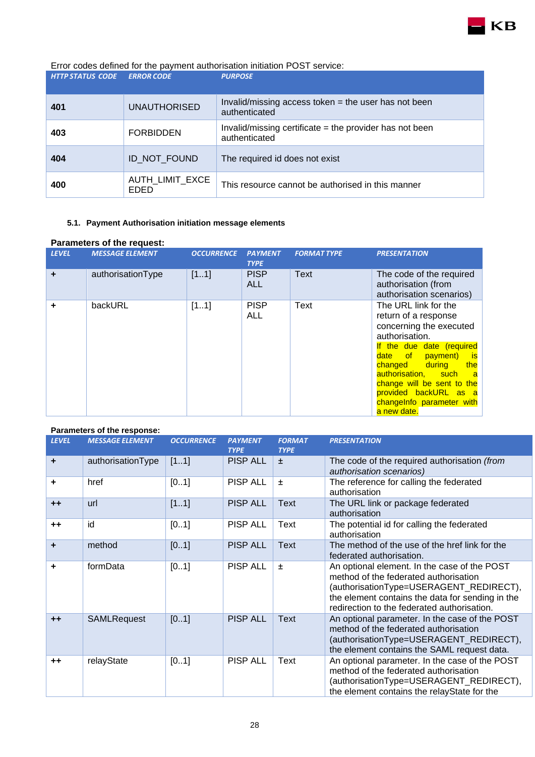Error codes defined for the payment authorisation initiation POST service:

| HTTP STATUS CODE | ERROR CODE | PURPOSE |
|---|---|---|
| **401** | UNAUTHORISED | Invalid/missing access token = the user has not been authenticated |
| **403** | FORBIDDEN | Invalid/missing certificate = the provider has not been authenticated |
| **404** | ID_NOT_FOUND | The required id does not exist |
| **400** | AUTH_LIMIT_EXCEEDED | This resource cannot be authorised in this manner |

### 5.1. Payment Authorisation initiation message elements

**Parameters of the request:**

| LEVEL | MESSAGE ELEMENT | OCCURRENCE | PAYMENT TYPE | FORMAT TYPE | PRESENTATION |
|---|---|---|---|---|---|
| + | authorisationType | [1..1] | PISP ALL | Text | The code of the required authorisation (from authorisation scenarios) |
| + | backURL | [1..1] | PISP ALL | Text | The URL link for the return of a response concerning the executed authorisation. If the due date (required date of payment) is changed during the authorisation, such a change will be sent to the provided backURL as a changeInfo parameter with a new date. |

**Parameters of the response:**

| LEVEL | MESSAGE ELEMENT | OCCURRENCE | PAYMENT TYPE | FORMAT TYPE | PRESENTATION |
|---|---|---|---|---|---|
| + | authorisationType | [1..1] | PISP ALL | ± | The code of the required authorisation *(from authorisation scenarios)* |
| + | href | [0..1] | PISP ALL | ± | The reference for calling the federated authorisation |
| ++ | url | [1..1] | PISP ALL | Text | The URL link or package federated authorisation |
| ++ | id | [0..1] | PISP ALL | Text | The potential id for calling the federated authorisation |
| + | method | [0..1] | PISP ALL | Text | The method of the use of the href link for the federated authorisation. |
| + | formData | [0..1] | PISP ALL | ± | An optional element. In the case of the POST method of the federated authorisation (authorisationType=USERAGENT_REDIRECT), the element contains the data for sending in the redirection to the federated authorisation. |
| ++ | SAMLRequest | [0..1] | PISP ALL | Text | An optional parameter. In the case of the POST method of the federated authorisation (authorisationType=USERAGENT_REDIRECT), the element contains the SAML request data. |
| ++ | relayState | [0..1] | PISP ALL | Text | An optional parameter. In the case of the POST method of the federated authorisation (authorisationType=USERAGENT_REDIRECT), the element contains the relayState for the |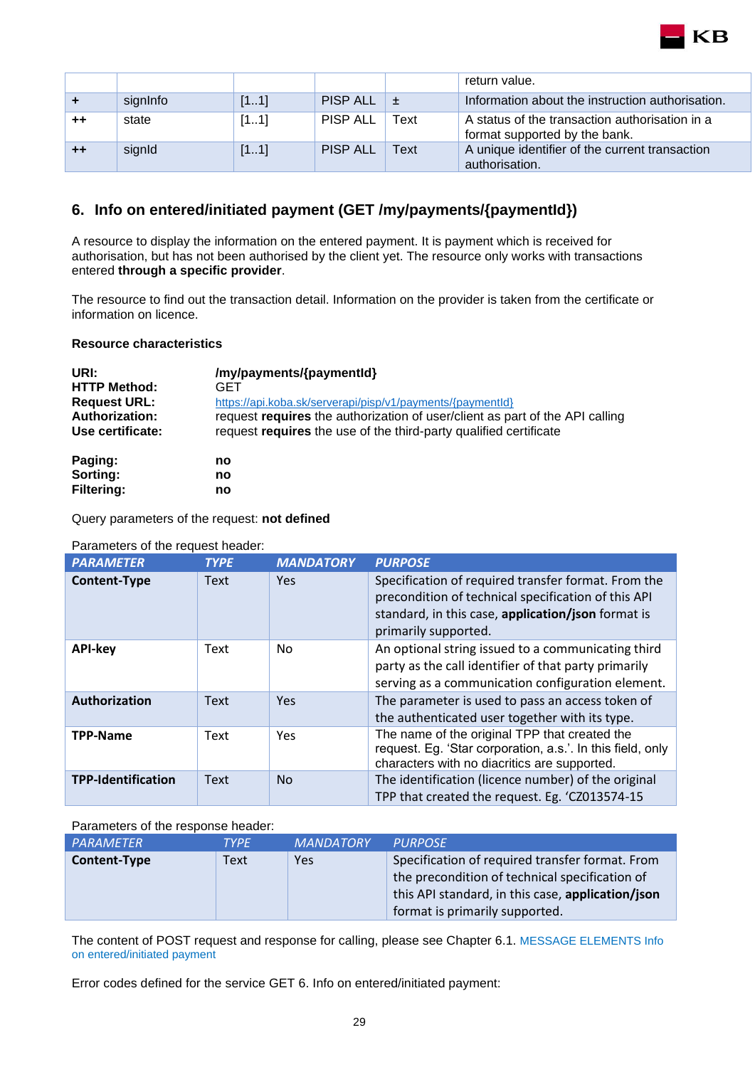| | | | | | return value. |
|---|---|---|---|---|---|
| + | signInfo | [1..1] | PISP ALL | ± | Information about the instruction authorisation. |
| ++ | state | [1..1] | PISP ALL | Text | A status of the transaction authorisation in a format supported by the bank. |
| ++ | signId | [1..1] | PISP ALL | Text | A unique identifier of the current transaction authorisation. |

## 6. Info on entered/initiated payment (GET /my/payments/{paymentId})

A resource to display the information on the entered payment. It is payment which is received for authorisation, but has not been authorised by the client yet. The resource only works with transactions entered **through a specific provider**.

The resource to find out the transaction detail. Information on the provider is taken from the certificate or information on licence.

**Resource characteristics**

**URI:** **/my/payments/{paymentId}**
**HTTP Method:** GET
**Request URL:** https://api.koba.sk/serverapi/pisp/v1/payments/{paymentId}
**Authorization:** request **requires** the authorization of user/client as part of the API calling
**Use certificate:** request **requires** the use of the third-party qualified certificate

**Paging:** **no**
**Sorting:** **no**
**Filtering:** **no**

Query parameters of the request: **not defined**

Parameters of the request header:

| *PARAMETER* | *TYPE* | *MANDATORY* | *PURPOSE* |
|---|---|---|---|
| **Content-Type** | Text | Yes | Specification of required transfer format. From the precondition of technical specification of this API standard, in this case, **application/json** format is primarily supported. |
| **API-key** | Text | No | An optional string issued to a communicating third party as the call identifier of that party primarily serving as a communication configuration element. |
| **Authorization** | Text | Yes | The parameter is used to pass an access token of the authenticated user together with its type. |
| **TPP-Name** | Text | Yes | The name of the original TPP that created the request. Eg. 'Star corporation, a.s.'. In this field, only characters with no diacritics are supported. |
| **TPP-Identification** | Text | No | The identification (licence number) of the original TPP that created the request. Eg. 'CZ013574-15 |

Parameters of the response header:

| *PARAMETER* | *TYPE* | *MANDATORY* | *PURPOSE* |
|---|---|---|---|
| **Content-Type** | Text | Yes | Specification of required transfer format. From the precondition of technical specification of this API standard, in this case, **application/json** format is primarily supported. |

The content of POST request and response for calling, please see Chapter 6.1. MESSAGE ELEMENTS Info on entered/initiated payment

Error codes defined for the service GET 6. Info on entered/initiated payment: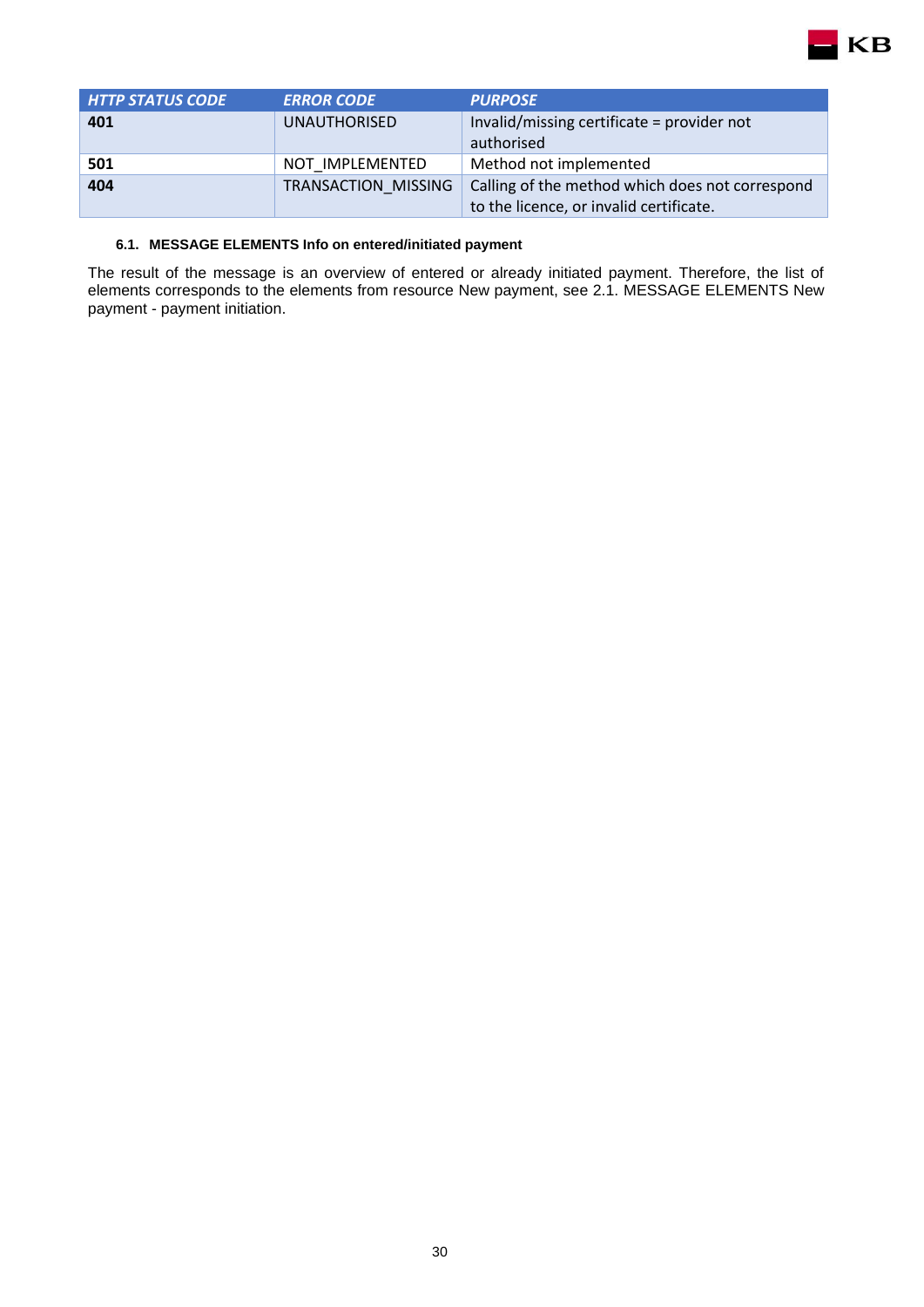| HTTP STATUS CODE | ERROR CODE | PURPOSE |
| --- | --- | --- |
| **401** | UNAUTHORISED | Invalid/missing certificate = provider not authorised |
| **501** | NOT_IMPLEMENTED | Method not implemented |
| **404** | TRANSACTION_MISSING | Calling of the method which does not correspond to the licence, or invalid certificate. |

### 6.1. MESSAGE ELEMENTS Info on entered/initiated payment

The result of the message is an overview of entered or already initiated payment. Therefore, the list of elements corresponds to the elements from resource New payment, see 2.1. MESSAGE ELEMENTS New payment - payment initiation.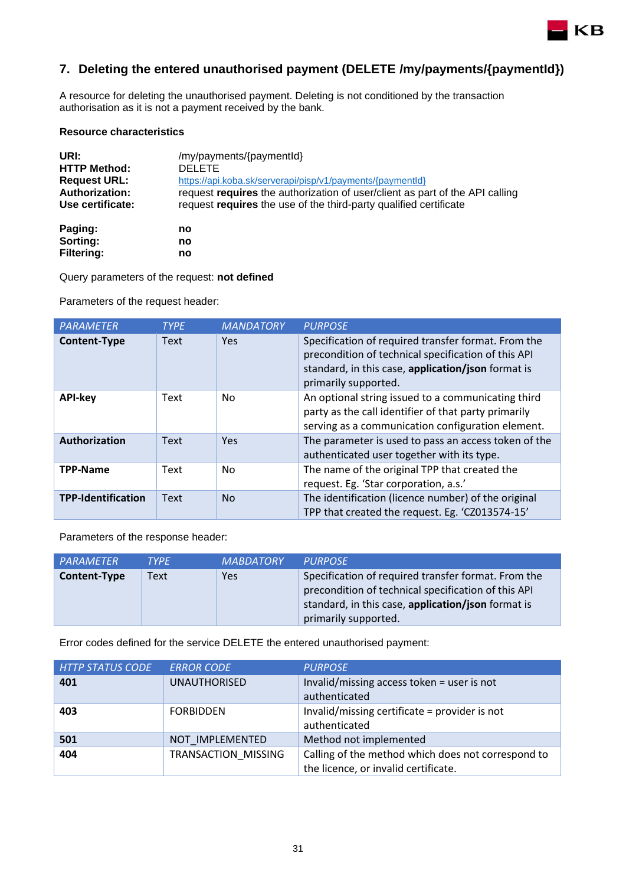## 7. Deleting the entered unauthorised payment (DELETE /my/payments/{paymentId})

A resource for deleting the unauthorised payment. Deleting is not conditioned by the transaction authorisation as it is not a payment received by the bank.

**Resource characteristics**

**URI:** /my/payments/{paymentId}
**HTTP Method:** DELETE
**Request URL:** https://api.koba.sk/serverapi/pisp/v1/payments/{paymentId}
**Authorization:** request **requires** the authorization of user/client as part of the API calling
**Use certificate:** request **requires** the use of the third-party qualified certificate

**Paging:** **no**
**Sorting:** **no**
**Filtering:** **no**

Query parameters of the request: **not defined**

Parameters of the request header:

| PARAMETER | TYPE | MANDATORY | PURPOSE |
|---|---|---|---|
| **Content-Type** | Text | Yes | Specification of required transfer format. From the precondition of technical specification of this API standard, in this case, **application/json** format is primarily supported. |
| **API-key** | Text | No | An optional string issued to a communicating third party as the call identifier of that party primarily serving as a communication configuration element. |
| **Authorization** | Text | Yes | The parameter is used to pass an access token of the authenticated user together with its type. |
| **TPP-Name** | Text | No | The name of the original TPP that created the request. Eg. 'Star corporation, a.s.' |
| **TPP-Identification** | Text | No | The identification (licence number) of the original TPP that created the request. Eg. 'CZ013574-15' |

Parameters of the response header:

| PARAMETER | TYPE | MABDATORY | PURPOSE |
|---|---|---|---|
| **Content-Type** | Text | Yes | Specification of required transfer format. From the precondition of technical specification of this API standard, in this case, **application/json** format is primarily supported. |

Error codes defined for the service DELETE the entered unauthorised payment:

| HTTP STATUS CODE | ERROR CODE | PURPOSE |
|---|---|---|
| **401** | UNAUTHORISED | Invalid/missing access token = user is not authenticated |
| **403** | FORBIDDEN | Invalid/missing certificate = provider is not authenticated |
| **501** | NOT_IMPLEMENTED | Method not implemented |
| **404** | TRANSACTION_MISSING | Calling of the method which does not correspond to the licence, or invalid certificate. |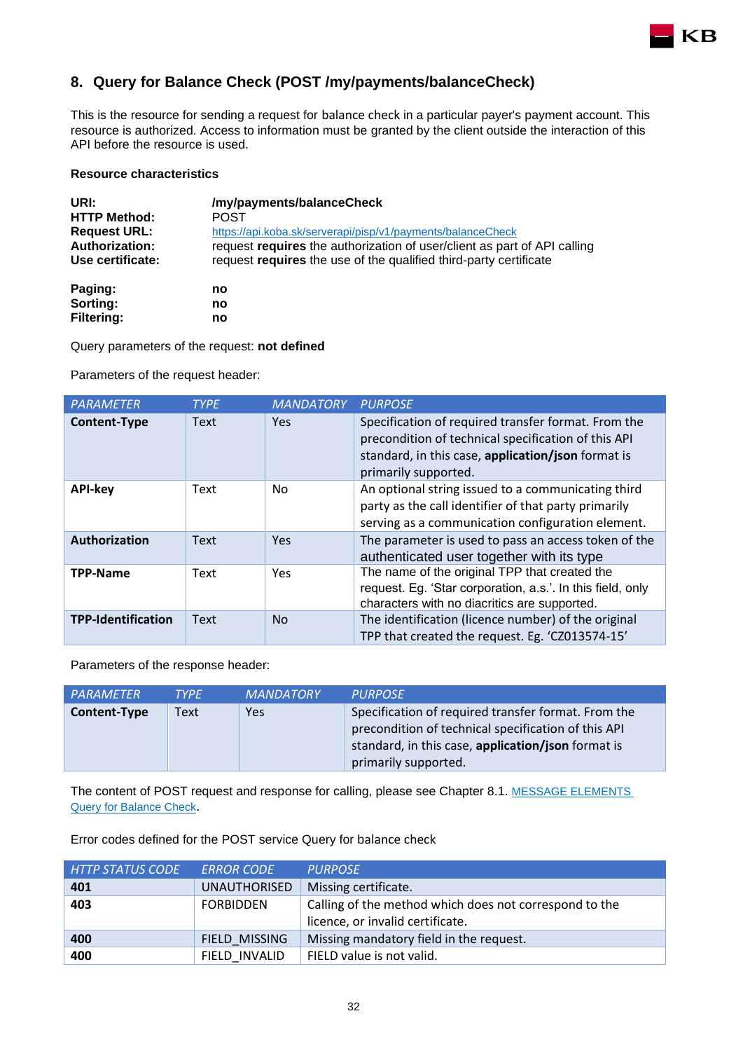## 8. Query for Balance Check (POST /my/payments/balanceCheck)

This is the resource for sending a request for balance check in a particular payer's payment account. This resource is authorized. Access to information must be granted by the client outside the interaction of this API before the resource is used.

**Resource characteristics**

**URI:** **/my/payments/balanceCheck**
**HTTP Method:** POST
**Request URL:** https://api.koba.sk/serverapi/pisp/v1/payments/balanceCheck
**Authorization:** request **requires** the authorization of user/client as part of API calling
**Use certificate:** request **requires** the use of the qualified third-party certificate

**Paging:** **no**
**Sorting:** **no**
**Filtering:** **no**

Query parameters of the request: **not defined**

Parameters of the request header:

| PARAMETER | TYPE | MANDATORY | PURPOSE |
|---|---|---|---|
| **Content-Type** | Text | Yes | Specification of required transfer format. From the precondition of technical specification of this API standard, in this case, **application/json** format is primarily supported. |
| **API-key** | Text | No | An optional string issued to a communicating third party as the call identifier of that party primarily serving as a communication configuration element. |
| **Authorization** | Text | Yes | The parameter is used to pass an access token of the authenticated user together with its type |
| **TPP-Name** | Text | Yes | The name of the original TPP that created the request. Eg. 'Star corporation, a.s.'. In this field, only characters with no diacritics are supported. |
| **TPP-Identification** | Text | No | The identification (licence number) of the original TPP that created the request. Eg. 'CZ013574-15' |

Parameters of the response header:

| PARAMETER | TYPE | MANDATORY | PURPOSE |
|---|---|---|---|
| **Content-Type** | Text | Yes | Specification of required transfer format. From the precondition of technical specification of this API standard, in this case, **application/json** format is primarily supported. |

The content of POST request and response for calling, please see Chapter 8.1. MESSAGE ELEMENTS Query for Balance Check.

Error codes defined for the POST service Query for balance check

| HTTP STATUS CODE | ERROR CODE | PURPOSE |
|---|---|---|
| **401** | UNAUTHORISED | Missing certificate. |
| **403** | FORBIDDEN | Calling of the method which does not correspond to the licence, or invalid certificate. |
| **400** | FIELD_MISSING | Missing mandatory field in the request. |
| **400** | FIELD_INVALID | FIELD value is not valid. |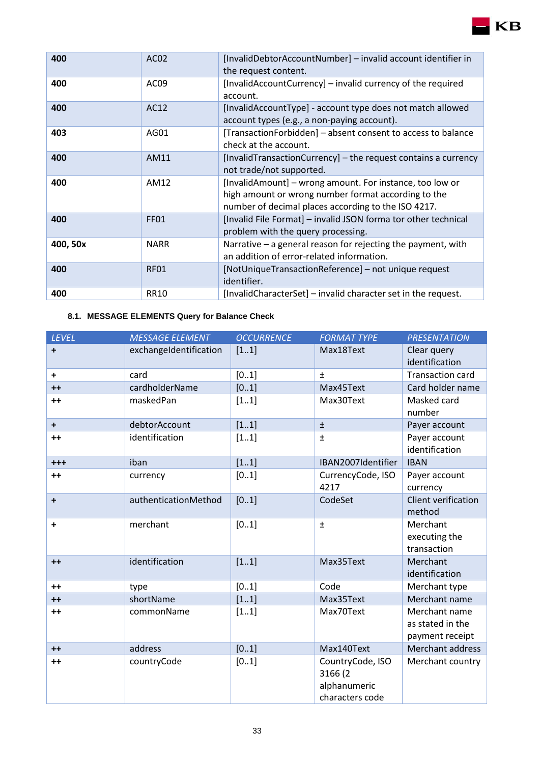| | | |
|---|---|---|
| **400** | AC02 | [InvalidDebtorAccountNumber] – invalid account identifier in the request content. |
| **400** | AC09 | [InvalidAccountCurrency] – invalid currency of the required account. |
| **400** | AC12 | [InvalidAccountType] - account type does not match allowed account types (e.g., a non-paying account). |
| **403** | AG01 | [TransactionForbidden] – absent consent to access to balance check at the account. |
| **400** | AM11 | [InvalidTransactionCurrency] – the request contains a currency not trade/not supported. |
| **400** | AM12 | [InvalidAmount] – wrong amount. For instance, too low or high amount or wrong number format according to the number of decimal places according to the ISO 4217. |
| **400** | FF01 | [Invalid File Format] – invalid JSON forma tor other technical problem with the query processing. |
| **400, 50x** | NARR | Narrative – a general reason for rejecting the payment, with an addition of error-related information. |
| **400** | RF01 | [NotUniqueTransactionReference] – not unique request identifier. |
| **400** | RR10 | [InvalidCharacterSet] – invalid character set in the request. |

### 8.1. MESSAGE ELEMENTS Query for Balance Check

| *LEVEL* | *MESSAGE ELEMENT* | *OCCURRENCE* | *FORMAT TYPE* | *PRESENTATION* |
|---|---|---|---|---|
| **+** | exchangeIdentification | [1..1] | Max18Text | Clear query identification |
| **+** | card | [0..1] | ± | Transaction card |
| **++** | cardholderName | [0..1] | Max45Text | Card holder name |
| **++** | maskedPan | [1..1] | Max30Text | Masked card number |
| **+** | debtorAccount | [1..1] | ± | Payer account |
| **++** | identification | [1..1] | ± | Payer account identification |
| **+++** | iban | [1..1] | IBAN2007Identifier | IBAN |
| **++** | currency | [0..1] | CurrencyCode, ISO 4217 | Payer account currency |
| **+** | authenticationMethod | [0..1] | CodeSet | Client verification method |
| **+** | merchant | [0..1] | ± | Merchant executing the transaction |
| **++** | identification | [1..1] | Max35Text | Merchant identification |
| **++** | type | [0..1] | Code | Merchant type |
| **++** | shortName | [1..1] | Max35Text | Merchant name |
| **++** | commonName | [1..1] | Max70Text | Merchant name as stated in the payment receipt |
| **++** | address | [0..1] | Max140Text | Merchant address |
| **++** | countryCode | [0..1] | CountryCode, ISO 3166 (2 alphanumeric characters code | Merchant country |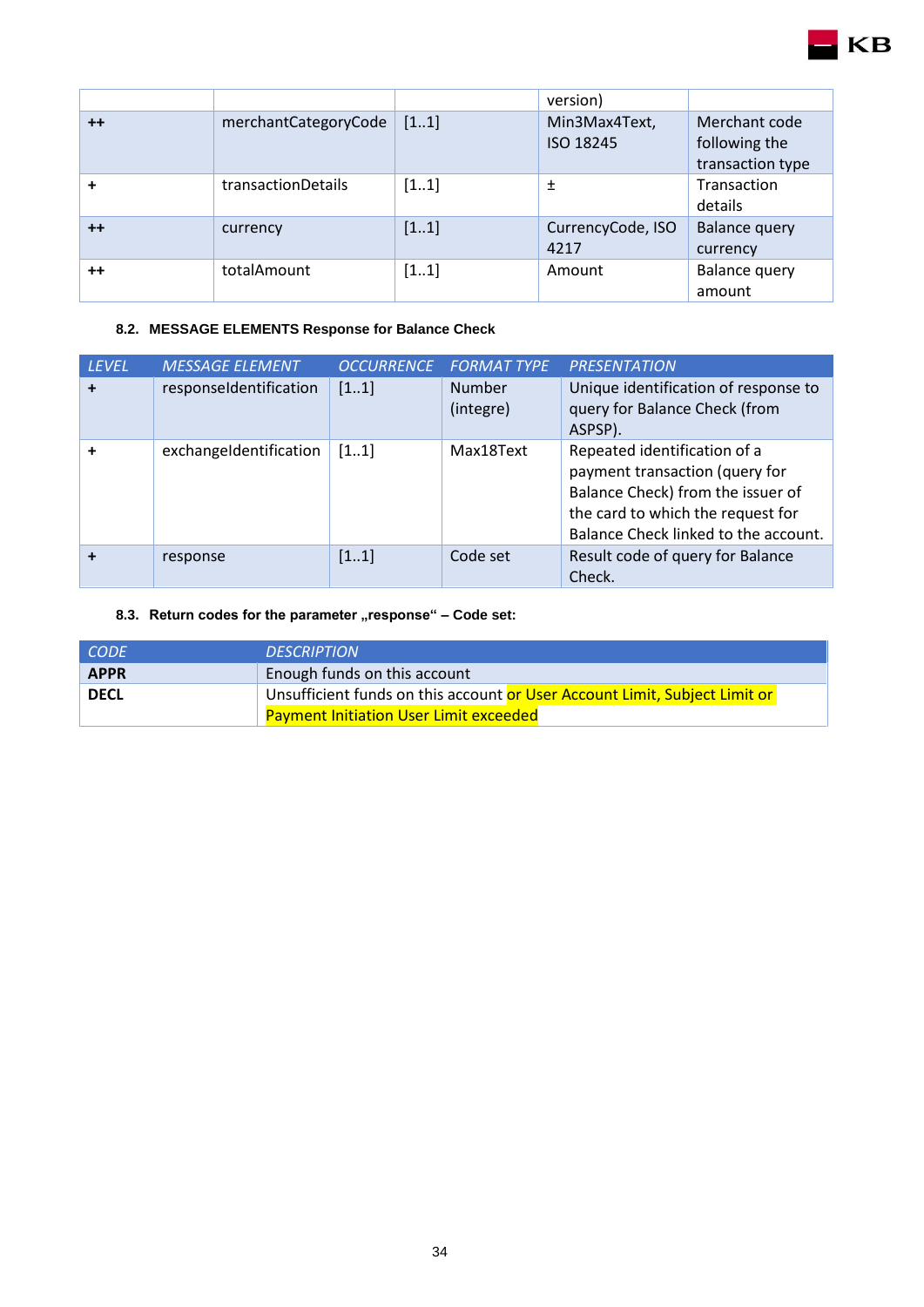| | | | | |
|---|---|---|---|---|
| | | | version) | |
| ++ | merchantCategoryCode | [1..1] | Min3Max4Text, ISO 18245 | Merchant code following the transaction type |
| + | transactionDetails | [1..1] | ± | Transaction details |
| ++ | currency | [1..1] | CurrencyCode, ISO 4217 | Balance query currency |
| ++ | totalAmount | [1..1] | Amount | Balance query amount |

### 8.2. MESSAGE ELEMENTS Response for Balance Check

| *LEVEL* | *MESSAGE ELEMENT* | *OCCURRENCE* | *FORMAT TYPE* | *PRESENTATION* |
|---|---|---|---|---|
| + | responseIdentification | [1..1] | Number (integre) | Unique identification of response to query for Balance Check (from ASPSP). |
| + | exchangeIdentification | [1..1] | Max18Text | Repeated identification of a payment transaction (query for Balance Check) from the issuer of the card to which the request for Balance Check linked to the account. |
| + | response | [1..1] | Code set | Result code of query for Balance Check. |

### 8.3. Return codes for the parameter „response“ – Code set:

| *CODE* | *DESCRIPTION* |
|---|---|
| **APPR** | Enough funds on this account |
| **DECL** | Unsufficient funds on this account or User Account Limit, Subject Limit or Payment Initiation User Limit exceeded |